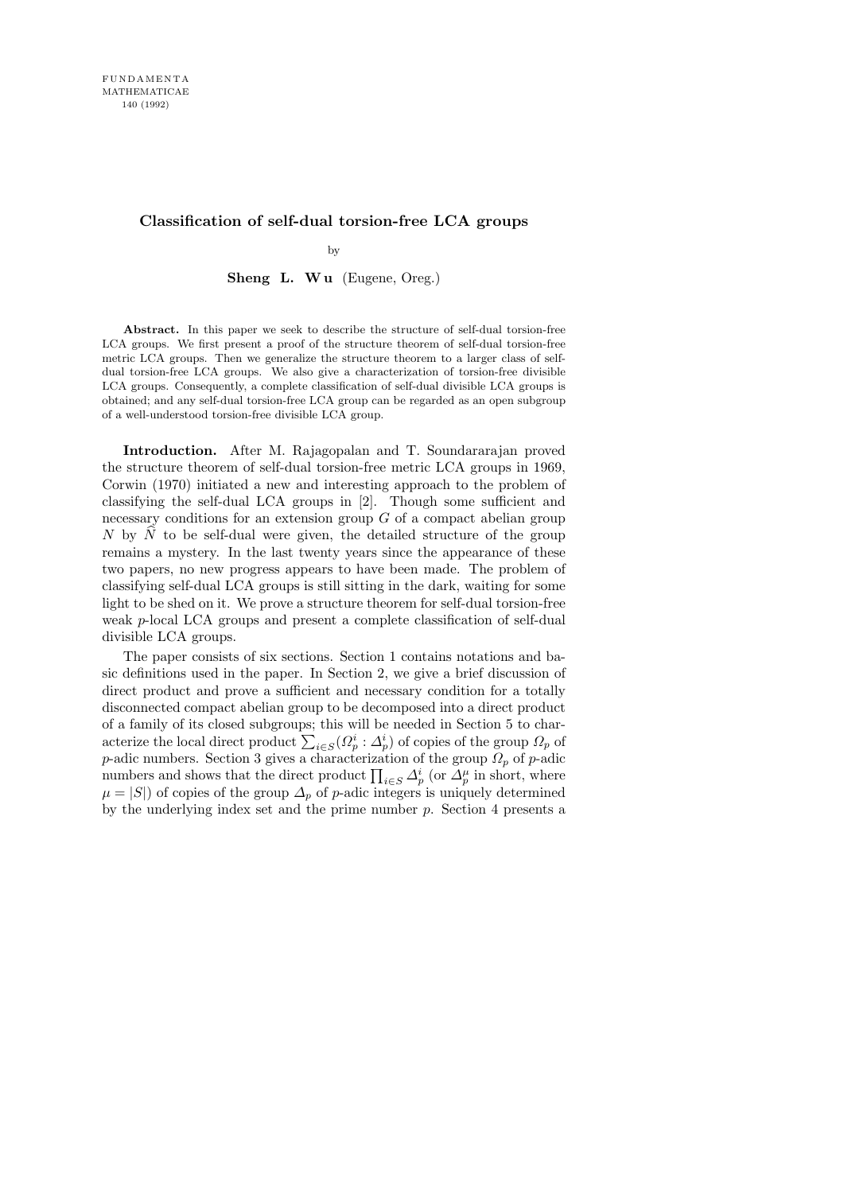# Classification of self-dual torsion-free LCA groups

by

**Sheng L. Wu** (Eugene, Oreg.)

**Abstract.** In this paper we seek to describe the structure of self-dual torsion-free LCA groups. We first present a proof of the structure theorem of self-dual torsion-free metric LCA groups. Then we generalize the structure theorem to a larger class of self-dual torsion-free LCA groups. We also give a characterization of torsion-free divisible LCA groups. Consequently, a complete classification of self-dual divisible LCA groups is obtained; and any self-dual torsion-free LCA group can be regarded as an open subgroup of a well-understood torsion-free divisible LCA group.

**Introduction.** After M. Rajagopalan and T. Soundararajan proved the structure theorem of self-dual torsion-free metric LCA groups in 1969, Corwin (1970) initiated a new and interesting approach to the problem of classifying the self-dual LCA groups in [2]. Though some sufficient and necessary conditions for an extension group $G$ of a compact abelian group $N$ by $\widehat{N}$ to be self-dual were given, the detailed structure of the group remains a mystery. In the last twenty years since the appearance of these two papers, no new progress appears to have been made. The problem of classifying self-dual LCA groups is still sitting in the dark, waiting for some light to be shed on it. We prove a structure theorem for self-dual torsion-free weak $p$-local LCA groups and present a complete classification of self-dual divisible LCA groups.

The paper consists of six sections. Section 1 contains notations and basic definitions used in the paper. In Section 2, we give a brief discussion of direct product and prove a sufficient and necessary condition for a totally disconnected compact abelian group to be decomposed into a direct product of a family of its closed subgroups; this will be needed in Section 5 to characterize the local direct product $\sum_{i\in S}(\Omega_p^i : \Delta_p^i)$ of copies of the group $\Omega_p$ of $p$-adic numbers. Section 3 gives a characterization of the group $\Omega_p$ of $p$-adic numbers and shows that the direct product $\prod_{i\in S}\Delta_p^i$ (or $\Delta_p^\mu$ in short, where $\mu = |S|$) of copies of the group $\Delta_p$ of $p$-adic integers is uniquely determined by the underlying index set and the prime number $p$. Section 4 presents a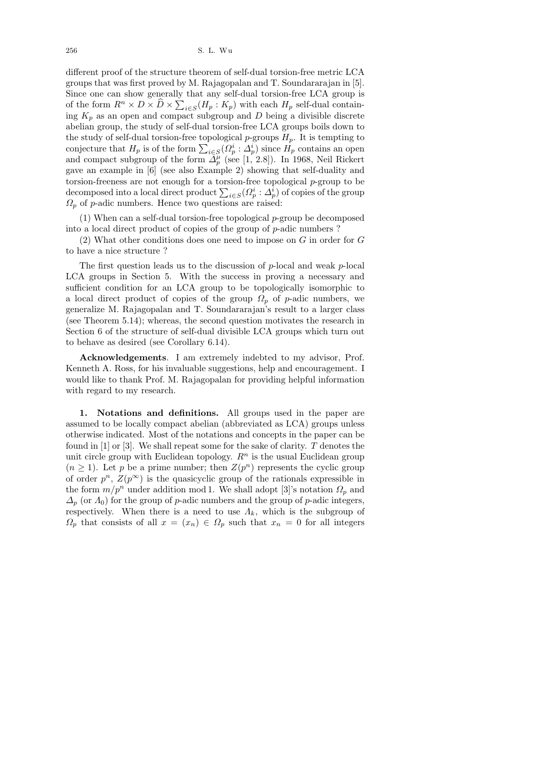different proof of the structure theorem of self-dual torsion-free metric LCA groups that was first proved by M. Rajagopalan and T. Soundararajan in [5]. Since one can show generally that any self-dual torsion-free LCA group is of the form $R^n \times D \times \widehat{D} \times \sum_{i\in S}(H_p : K_p)$ with each $H_p$ self-dual containing $K_p$ as an open and compact subgroup and $D$ being a divisible discrete abelian group, the study of self-dual torsion-free LCA groups boils down to the study of self-dual torsion-free topological $p$-groups $H_p$. It is tempting to conjecture that $H_p$ is of the form $\sum_{i\in S}(\Omega_p^i : \Delta_p^i)$ since $H_p$ contains an open and compact subgroup of the form $\Delta_p^\mu$ (see [1, 2.8]). In 1968, Neil Rickert gave an example in [6] (see also Example 2) showing that self-duality and torsion-freeness are not enough for a torsion-free topological $p$-group to be decomposed into a local direct product $\sum_{i\in S}(\Omega_p^i : \Delta_p^i)$ of copies of the group $\Omega_p$ of $p$-adic numbers. Hence two questions are raised:

(1) When can a self-dual torsion-free topological $p$-group be decomposed into a local direct product of copies of the group of $p$-adic numbers ?

(2) What other conditions does one need to impose on $G$ in order for $G$ to have a nice structure ?

The first question leads us to the discussion of $p$-local and weak $p$-local LCA groups in Section 5. With the success in proving a necessary and sufficient condition for an LCA group to be topologically isomorphic to a local direct product of copies of the group $\Omega_p$ of $p$-adic numbers, we generalize M. Rajagopalan and T. Soundararajan's result to a larger class (see Theorem 5.14); whereas, the second question motivates the research in Section 6 of the structure of self-dual divisible LCA groups which turn out to behave as desired (see Corollary 6.14).

**Acknowledgements**. I am extremely indebted to my advisor, Prof. Kenneth A. Ross, for his invaluable suggestions, help and encouragement. I would like to thank Prof. M. Rajagopalan for providing helpful information with regard to my research.

## 1. Notations and definitions.

All groups used in the paper are assumed to be locally compact abelian (abbreviated as LCA) groups unless otherwise indicated. Most of the notations and concepts in the paper can be found in [1] or [3]. We shall repeat some for the sake of clarity. $T$ denotes the unit circle group with Euclidean topology. $R^n$ is the usual Euclidean group ($n \geq 1$). Let $p$ be a prime number; then $Z(p^n)$ represents the cyclic group of order $p^n$, $Z(p^\infty)$ is the quasicyclic group of the rationals expressible in the form $m/p^n$ under addition mod 1. We shall adopt [3]'s notation $\Omega_p$ and $\Delta_p$ (or $\Lambda_0$) for the group of $p$-adic numbers and the group of $p$-adic integers, respectively. When there is a need to use $\Lambda_k$, which is the subgroup of $\Omega_p$ that consists of all $x = (x_n) \in \Omega_p$ such that $x_n = 0$ for all integers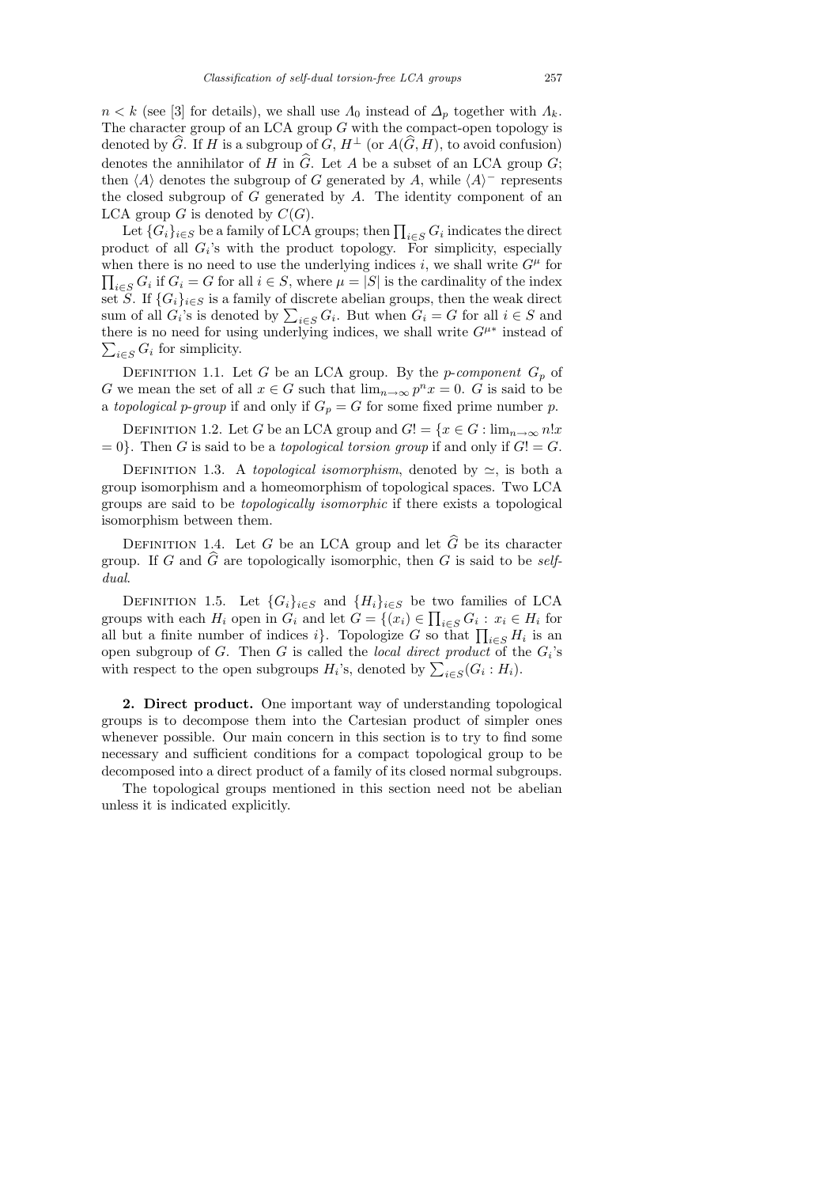$n < k$ (see [3] for details), we shall use $\Lambda_0$ instead of $\Delta_p$ together with $\Lambda_k$. The character group of an LCA group $G$ with the compact-open topology is denoted by $\widehat{G}$. If $H$ is a subgroup of $G$, $H^\perp$ (or $A(\widehat{G}, H)$, to avoid confusion) denotes the annihilator of $H$ in $\widehat{G}$. Let $A$ be a subset of an LCA group $G$; then $\langle A \rangle$ denotes the subgroup of $G$ generated by $A$, while $\langle A \rangle^-$ represents the closed subgroup of $G$ generated by $A$. The identity component of an LCA group $G$ is denoted by $C(G)$.

Let $\{G_i\}_{i \in S}$ be a family of LCA groups; then $\prod_{i \in S} G_i$ indicates the direct product of all $G_i$'s with the product topology. For simplicity, especially when there is no need to use the underlying indices $i$, we shall write $G^\mu$ for $\prod_{i \in S} G_i$ if $G_i = G$ for all $i \in S$, where $\mu = |S|$ is the cardinality of the index set $S$. If $\{G_i\}_{i \in S}$ is a family of discrete abelian groups, then the weak direct sum of all $G_i$'s is denoted by $\sum_{i \in S} G_i$. But when $G_i = G$ for all $i \in S$ and there is no need for using underlying indices, we shall write $G^{\mu *}$ instead of $\sum_{i \in S} G_i$ for simplicity.

Definition 1.1. Let $G$ be an LCA group. By the *p-component* $G_p$ of $G$ we mean the set of all $x \in G$ such that $\lim_{n \to \infty} p^n x = 0$. $G$ is said to be a *topological p-group* if and only if $G_p = G$ for some fixed prime number $p$.

Definition 1.2. Let $G$ be an LCA group and $G! = \{x \in G : \lim_{n \to \infty} n! x = 0\}$. Then $G$ is said to be a *topological torsion group* if and only if $G! = G$.

Definition 1.3. A *topological isomorphism*, denoted by $\simeq$, is both a group isomorphism and a homeomorphism of topological spaces. Two LCA groups are said to be *topologically isomorphic* if there exists a topological isomorphism between them.

Definition 1.4. Let $G$ be an LCA group and let $\widehat{G}$ be its character group. If $G$ and $\widehat{G}$ are topologically isomorphic, then $G$ is said to be *self-dual*.

Definition 1.5. Let $\{G_i\}_{i \in S}$ and $\{H_i\}_{i \in S}$ be two families of LCA groups with each $H_i$ open in $G_i$ and let $G = \{(x_i) \in \prod_{i \in S} G_i : x_i \in H_i$ for all but a finite number of indices $i\}$. Topologize $G$ so that $\prod_{i \in S} H_i$ is an open subgroup of $G$. Then $G$ is called the *local direct product* of the $G_i$'s with respect to the open subgroups $H_i$'s, denoted by $\sum_{i \in S}(G_i : H_i)$.

**2. Direct product.** One important way of understanding topological groups is to decompose them into the Cartesian product of simpler ones whenever possible. Our main concern in this section is to try to find some necessary and sufficient conditions for a compact topological group to be decomposed into a direct product of a family of its closed normal subgroups.

The topological groups mentioned in this section need not be abelian unless it is indicated explicitly.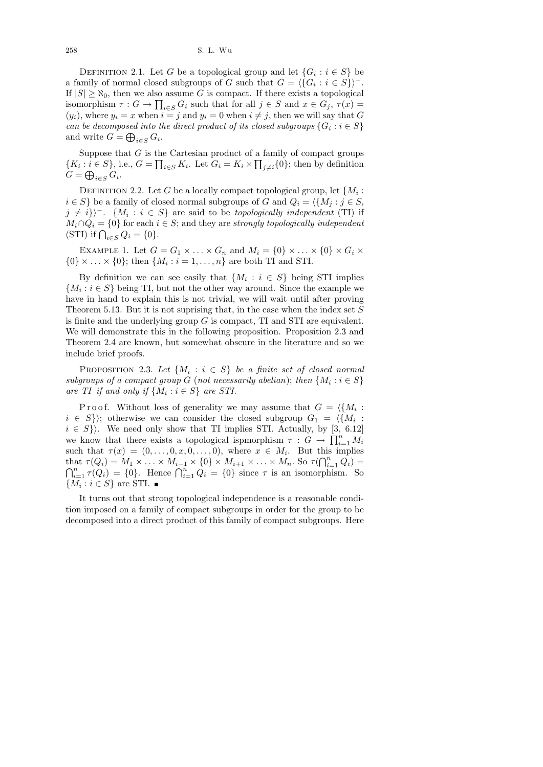Definition 2.1. Let $G$ be a topological group and let $\{G_i : i \in S\}$ be a family of normal closed subgroups of $G$ such that $G = \langle\{G_i : i \in S\}\rangle^-$. If $|S| \geq \aleph_0$, then we also assume $G$ is compact. If there exists a topological isomorphism $\tau : G \to \prod_{i\in S} G_i$ such that for all $j \in S$ and $x \in G_j$, $\tau(x) = (y_i)$, where $y_i = x$ when $i = j$ and $y_i = 0$ when $i \neq j$, then we will say that $G$ *can be decomposed into the direct product of its closed subgroups* $\{G_i : i \in S\}$ and write $G = \bigoplus_{i\in S} G_i$.

Suppose that $G$ is the Cartesian product of a family of compact groups $\{K_i : i \in S\}$, i.e., $G = \prod_{i\in S} K_i$. Let $G_i = K_i \times \prod_{j\neq i}\{0\}$; then by definition $G = \bigoplus_{i\in S} G_i$.

Definition 2.2. Let $G$ be a locally compact topological group, let $\{M_i : i \in S\}$ be a family of closed normal subgroups of $G$ and $Q_i = \langle\{M_j : j \in S, j \neq i\}\rangle^-$. $\{M_i : i \in S\}$ are said to be *topologically independent* (TI) if $M_i \cap Q_i = \{0\}$ for each $i \in S$; and they are *strongly topologically independent* (STI) if $\bigcap_{i\in S} Q_i = \{0\}$.

Example 1. Let $G = G_1 \times \ldots \times G_n$ and $M_i = \{0\} \times \ldots \times \{0\} \times G_i \times \{0\} \times \ldots \times \{0\}$; then $\{M_i : i = 1, \ldots, n\}$ are both TI and STI.

By definition we can see easily that $\{M_i : i \in S\}$ being STI implies $\{M_i : i \in S\}$ being TI, but not the other way around. Since the example we have in hand to explain this is not trivial, we will wait until after proving Theorem 5.13. But it is not suprising that, in the case when the index set $S$ is finite and the underlying group $G$ is compact, TI and STI are equivalent. We will demonstrate this in the following proposition. Proposition 2.3 and Theorem 2.4 are known, but somewhat obscure in the literature and so we include brief proofs.

Proposition 2.3. *Let $\{M_i : i \in S\}$ be a finite set of closed normal subgroups of a compact group $G$ (not necessarily abelian); then $\{M_i : i \in S\}$ are TI if and only if $\{M_i : i \in S\}$ are STI.*

Proof. Without loss of generality we may assume that $G = \langle\{M_i : i \in S\}\rangle$; otherwise we can consider the closed subgroup $G_1 = \langle\{M_i : i \in S\}\rangle$. We need only show that TI implies STI. Actually, by [3, 6.12] we know that there exists a topological ispmorphism $\tau : G \to \prod_{i=1}^n M_i$ such that $\tau(x) = (0, \ldots, 0, x, 0, \ldots, 0)$, where $x \in M_i$. But this implies that $\tau(Q_i) = M_1 \times \ldots \times M_{i-1} \times \{0\} \times M_{i+1} \times \ldots \times M_n$. So $\tau(\bigcap_{i=1}^n Q_i) = \bigcap_{i=1}^n \tau(Q_i) = \{0\}$. Hence $\bigcap_{i=1}^n Q_i = \{0\}$ since $\tau$ is an isomorphism. So $\{M_i : i \in S\}$ are STI. ∎

It turns out that strong topological independence is a reasonable condition imposed on a family of compact subgroups in order for the group to be decomposed into a direct product of this family of compact subgroups. Here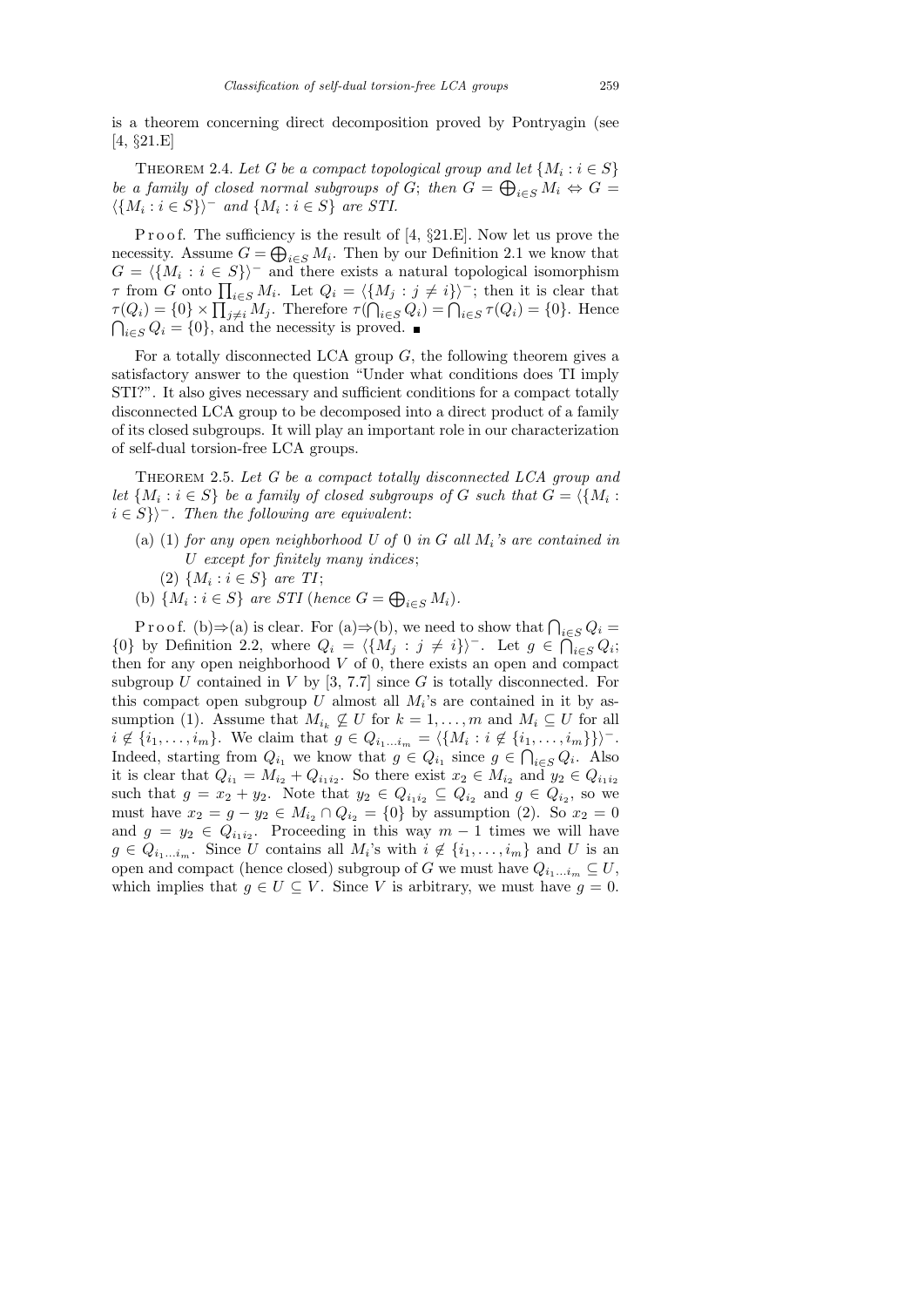is a theorem concerning direct decomposition proved by Pontryagin (see [4, §21.E]

Theorem 2.4. *Let $G$ be a compact topological group and let $\{M_i : i \in S\}$ be a family of closed normal subgroups of $G$; then $G = \bigoplus_{i\in S} M_i \Leftrightarrow G = \langle\{M_i : i \in S\}\rangle^-$ and $\{M_i : i \in S\}$ are STI.*

Proof. The sufficiency is the result of [4, §21.E]. Now let us prove the necessity. Assume $G = \bigoplus_{i\in S} M_i$. Then by our Definition 2.1 we know that $G = \langle\{M_i : i \in S\}\rangle^-$ and there exists a natural topological isomorphism $\tau$ from $G$ onto $\prod_{i\in S} M_i$. Let $Q_i = \langle\{M_j : j \neq i\}\rangle^-$; then it is clear that $\tau(Q_i) = \{0\} \times \prod_{j\neq i} M_j$. Therefore $\tau(\bigcap_{i\in S} Q_i) = \bigcap_{i\in S} \tau(Q_i) = \{0\}$. Hence $\bigcap_{i\in S} Q_i = \{0\}$, and the necessity is proved. ∎

For a totally disconnected LCA group $G$, the following theorem gives a satisfactory answer to the question "Under what conditions does TI imply STI?". It also gives necessary and sufficient conditions for a compact totally disconnected LCA group to be decomposed into a direct product of a family of its closed subgroups. It will play an important role in our characterization of self-dual torsion-free LCA groups.

Theorem 2.5. *Let $G$ be a compact totally disconnected LCA group and let $\{M_i : i \in S\}$ be a family of closed subgroups of $G$ such that $G = \langle\{M_i : i \in S\}\rangle^-$. Then the following are equivalent*:

- (a) (1) *for any open neighborhood $U$ of $0$ in $G$ all $M_i$'s are contained in $U$ except for finitely many indices*;
  (2) *$\{M_i : i \in S\}$ are TI*;
- (b) *$\{M_i : i \in S\}$ are STI (hence $G = \bigoplus_{i\in S} M_i$).*

Proof. (b)⇒(a) is clear. For (a)⇒(b), we need to show that $\bigcap_{i\in S} Q_i = \{0\}$ by Definition 2.2, where $Q_i = \langle\{M_j : j \neq i\}\rangle^-$. Let $g \in \bigcap_{i\in S} Q_i$; then for any open neighborhood $V$ of 0, there exists an open and compact subgroup $U$ contained in $V$ by [3, 7.7] since $G$ is totally disconnected. For this compact open subgroup $U$ almost all $M_i$'s are contained in it by assumption (1). Assume that $M_{i_k} \not\subseteq U$ for $k = 1, \ldots, m$ and $M_i \subseteq U$ for all $i \notin \{i_1, \ldots, i_m\}$. We claim that $g \in Q_{i_1\ldots i_m} = \langle\{M_i : i \notin \{i_1, \ldots, i_m\}\}\rangle^-$. Indeed, starting from $Q_{i_1}$ we know that $g \in Q_{i_1}$ since $g \in \bigcap_{i\in S} Q_i$. Also it is clear that $Q_{i_1} = M_{i_2} + Q_{i_1 i_2}$. So there exist $x_2 \in M_{i_2}$ and $y_2 \in Q_{i_1 i_2}$ such that $g = x_2 + y_2$. Note that $y_2 \in Q_{i_1 i_2} \subseteq Q_{i_2}$ and $g \in Q_{i_2}$, so we must have $x_2 = g - y_2 \in M_{i_2} \cap Q_{i_2} = \{0\}$ by assumption (2). So $x_2 = 0$ and $g = y_2 \in Q_{i_1 i_2}$. Proceeding in this way $m - 1$ times we will have $g \in Q_{i_1\ldots i_m}$. Since $U$ contains all $M_i$'s with $i \notin \{i_1, \ldots, i_m\}$ and $U$ is an open and compact (hence closed) subgroup of $G$ we must have $Q_{i_1\ldots i_m} \subseteq U$, which implies that $g \in U \subseteq V$. Since $V$ is arbitrary, we must have $g = 0$.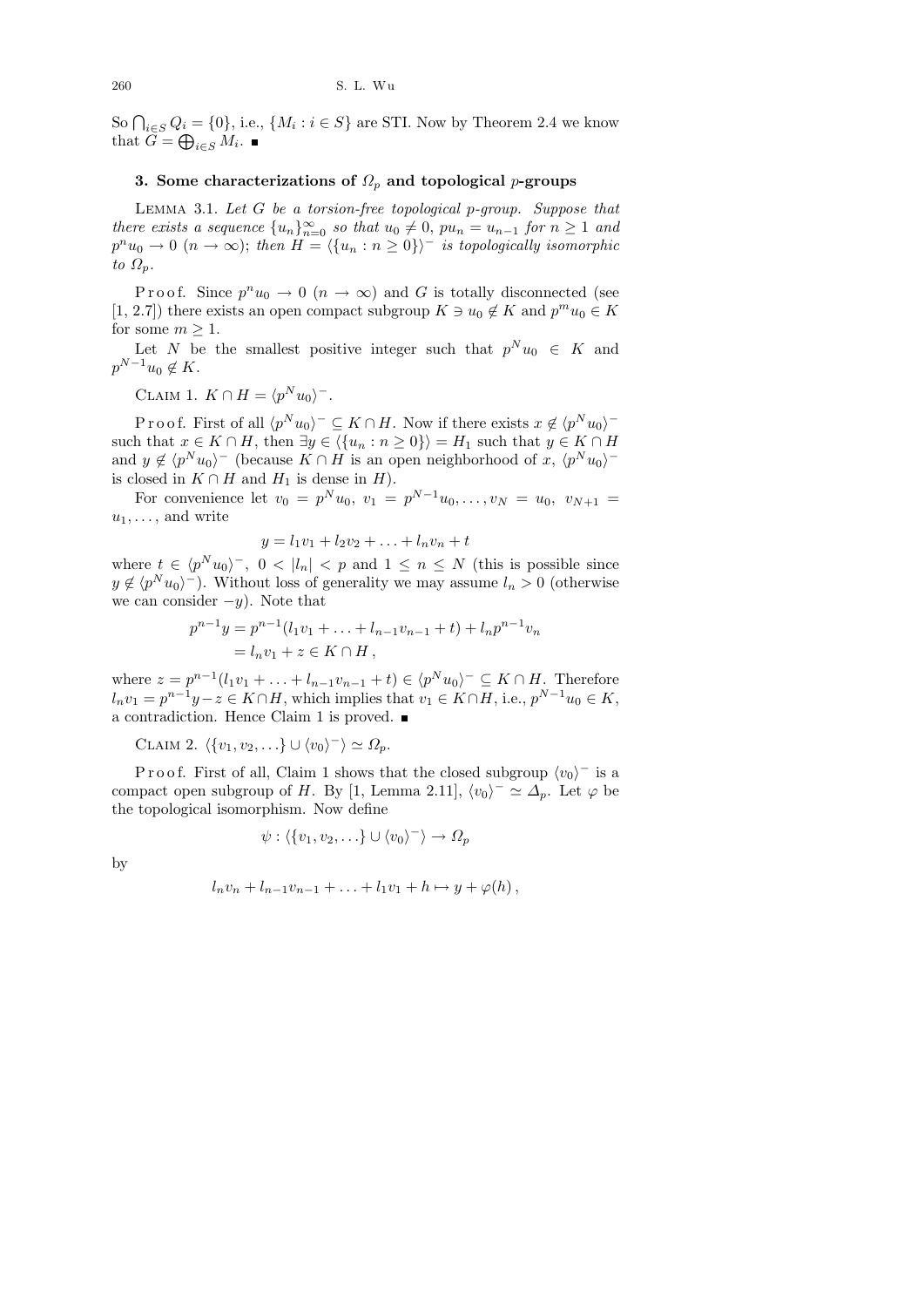So $\bigcap_{i\in S} Q_i = \{0\}$, i.e., $\{M_i : i \in S\}$ are STI. Now by Theorem 2.4 we know that $G = \bigoplus_{i\in S} M_i$. ∎

## 3. Some characterizations of $\Omega_p$ and topological $p$-groups

LEMMA 3.1. *Let $G$ be a torsion-free topological $p$-group. Suppose that there exists a sequence $\{u_n\}_{n=0}^{\infty}$ so that $u_0 \neq 0$, $pu_n = u_{n-1}$ for $n \geq 1$ and $p^n u_0 \to 0$ $(n \to \infty)$; then $H = \langle \{u_n : n \geq 0\}\rangle^-$ is topologically isomorphic to $\Omega_p$.*

Proof. Since $p^n u_0 \to 0$ $(n \to \infty)$ and $G$ is totally disconnected (see [1, 2.7]) there exists an open compact subgroup $K \ni u_0 \notin K$ and $p^m u_0 \in K$ for some $m \geq 1$.

Let $N$ be the smallest positive integer such that $p^N u_0 \in K$ and $p^{N-1}u_0 \notin K$.

CLAIM 1. $K \cap H = \langle p^N u_0\rangle^-$.

Proof. First of all $\langle p^N u_0\rangle^- \subseteq K \cap H$. Now if there exists $x \notin \langle p^N u_0\rangle^-$ such that $x \in K \cap H$, then $\exists y \in \langle \{u_n : n \geq 0\}\rangle = H_1$ such that $y \in K \cap H$ and $y \notin \langle p^N u_0\rangle^-$ (because $K \cap H$ is an open neighborhood of $x$, $\langle p^N u_0\rangle^-$ is closed in $K \cap H$ and $H_1$ is dense in $H$).

For convenience let $v_0 = p^N u_0$, $v_1 = p^{N-1}u_0, \ldots, v_N = u_0$, $v_{N+1} = u_1, \ldots$, and write

$$y = l_1 v_1 + l_2 v_2 + \ldots + l_n v_n + t$$

where $t \in \langle p^N u_0\rangle^-$, $0 < |l_n| < p$ and $1 \leq n \leq N$ (this is possible since $y \notin \langle p^N u_0\rangle^-$). Without loss of generality we may assume $l_n > 0$ (otherwise we can consider $-y$). Note that

$$\begin{aligned} p^{n-1}y &= p^{n-1}(l_1 v_1 + \ldots + l_{n-1}v_{n-1} + t) + l_n p^{n-1} v_n \\ &= l_n v_1 + z \in K \cap H\,, \end{aligned}$$

where $z = p^{n-1}(l_1 v_1 + \ldots + l_{n-1}v_{n-1} + t) \in \langle p^N u_0\rangle^- \subseteq K \cap H$. Therefore $l_n v_1 = p^{n-1}y - z \in K \cap H$, which implies that $v_1 \in K \cap H$, i.e., $p^{N-1}u_0 \in K$, a contradiction. Hence Claim 1 is proved. ∎

CLAIM 2. $\langle \{v_1, v_2, \ldots\} \cup \langle v_0\rangle^-\rangle \simeq \Omega_p$.

Proof. First of all, Claim 1 shows that the closed subgroup $\langle v_0\rangle^-$ is a compact open subgroup of $H$. By [1, Lemma 2.11], $\langle v_0\rangle^- \simeq \Delta_p$. Let $\varphi$ be the topological isomorphism. Now define

$$\psi : \langle \{v_1, v_2, \ldots\} \cup \langle v_0\rangle^-\rangle \to \Omega_p$$

by

$$l_n v_n + l_{n-1}v_{n-1} + \ldots + l_1 v_1 + h \mapsto y + \varphi(h)\,,$$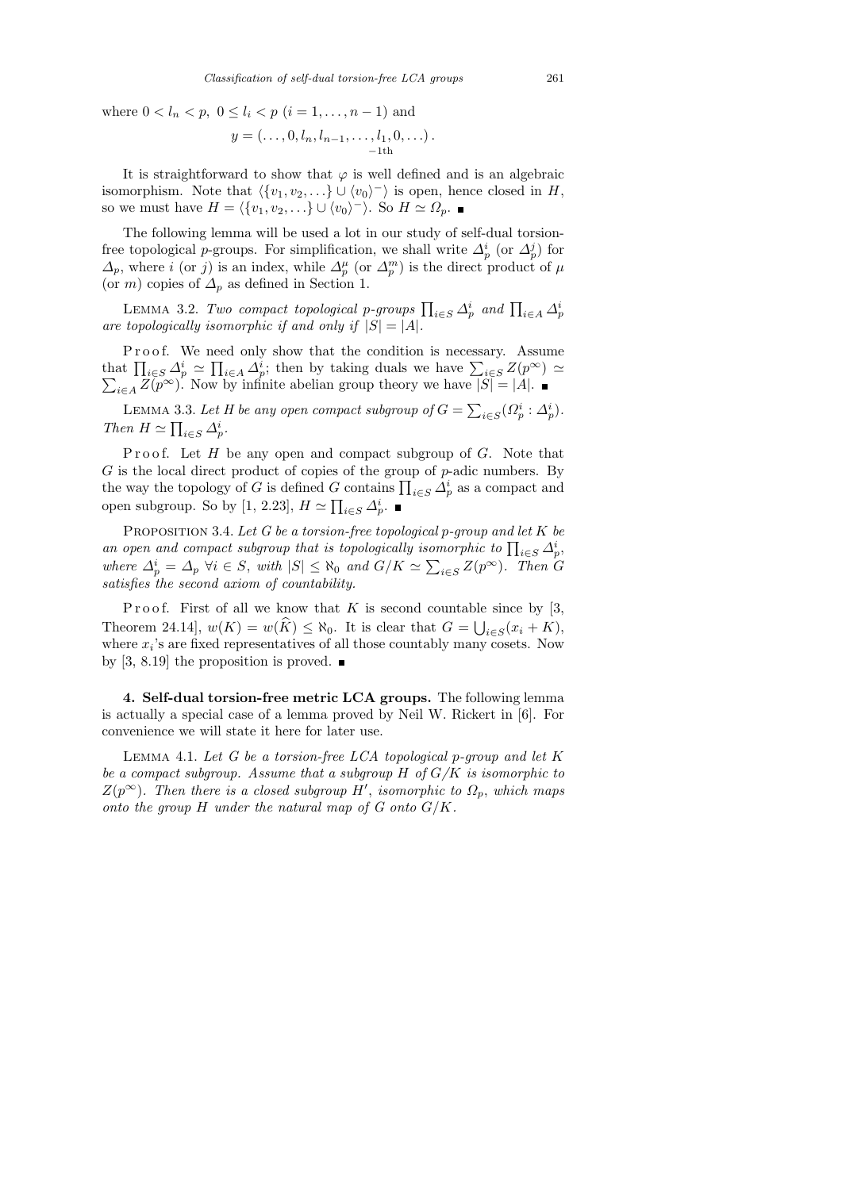where $0 < l_n < p,\ 0 \le l_i < p\ (i = 1, \ldots, n-1)$ and

$$y = (\ldots, 0, l_n, l_{n-1}, \ldots, \underset{-1\text{th}}{l_1}, 0, \ldots)\,.$$

It is straightforward to show that $\varphi$ is well defined and is an algebraic isomorphism. Note that $\langle \{v_1, v_2, \ldots\} \cup \langle v_0 \rangle^- \rangle$ is open, hence closed in $H$, so we must have $H = \langle \{v_1, v_2, \ldots\} \cup \langle v_0 \rangle^- \rangle$. So $H \simeq \Omega_p$. ■

The following lemma will be used a lot in our study of self-dual torsion-free topological $p$-groups. For simplification, we shall write $\Delta_p^i$ (or $\Delta_p^j$) for $\Delta_p$, where $i$ (or $j$) is an index, while $\Delta_p^\mu$ (or $\Delta_p^m$) is the direct product of $\mu$ (or $m$) copies of $\Delta_p$ as defined in Section 1.

Lemma 3.2. *Two compact topological $p$-groups $\prod_{i\in S} \Delta_p^i$ and $\prod_{i\in A} \Delta_p^i$ are topologically isomorphic if and only if $|S| = |A|$.*

Proof. We need only show that the condition is necessary. Assume that $\prod_{i\in S} \Delta_p^i \simeq \prod_{i\in A} \Delta_p^i$; then by taking duals we have $\sum_{i\in S} Z(p^\infty) \simeq \sum_{i\in A} Z(p^\infty)$. Now by infinite abelian group theory we have $|S| = |A|$. ■

Lemma 3.3. *Let $H$ be any open compact subgroup of $G = \sum_{i\in S}(\Omega_p^i : \Delta_p^i)$. Then $H \simeq \prod_{i\in S} \Delta_p^i$.*

Proof. Let $H$ be any open and compact subgroup of $G$. Note that $G$ is the local direct product of copies of the group of $p$-adic numbers. By the way the topology of $G$ is defined $G$ contains $\prod_{i\in S} \Delta_p^i$ as a compact and open subgroup. So by [1, 2.23], $H \simeq \prod_{i\in S} \Delta_p^i$. ■

Proposition 3.4. *Let $G$ be a torsion-free topological $p$-group and let $K$ be an open and compact subgroup that is topologically isomorphic to $\prod_{i\in S} \Delta_p^i$, where $\Delta_p^i = \Delta_p\ \forall i \in S$, with $|S| \le \aleph_0$ and $G/K \simeq \sum_{i\in S} Z(p^\infty)$. Then $G$ satisfies the second axiom of countability.*

Proof. First of all we know that $K$ is second countable since by [3, Theorem 24.14], $w(K) = w(\widehat{K}) \le \aleph_0$. It is clear that $G = \bigcup_{i\in S}(x_i + K)$, where $x_i$'s are fixed representatives of all those countably many cosets. Now by [3, 8.19] the proposition is proved. ■

## 4. Self-dual torsion-free metric LCA groups.

The following lemma is actually a special case of a lemma proved by Neil W. Rickert in [6]. For convenience we will state it here for later use.

Lemma 4.1. *Let $G$ be a torsion-free LCA topological $p$-group and let $K$ be a compact subgroup. Assume that a subgroup $H$ of $G/K$ is isomorphic to $Z(p^\infty)$. Then there is a closed subgroup $H'$, isomorphic to $\Omega_p$, which maps onto the group $H$ under the natural map of $G$ onto $G/K$.*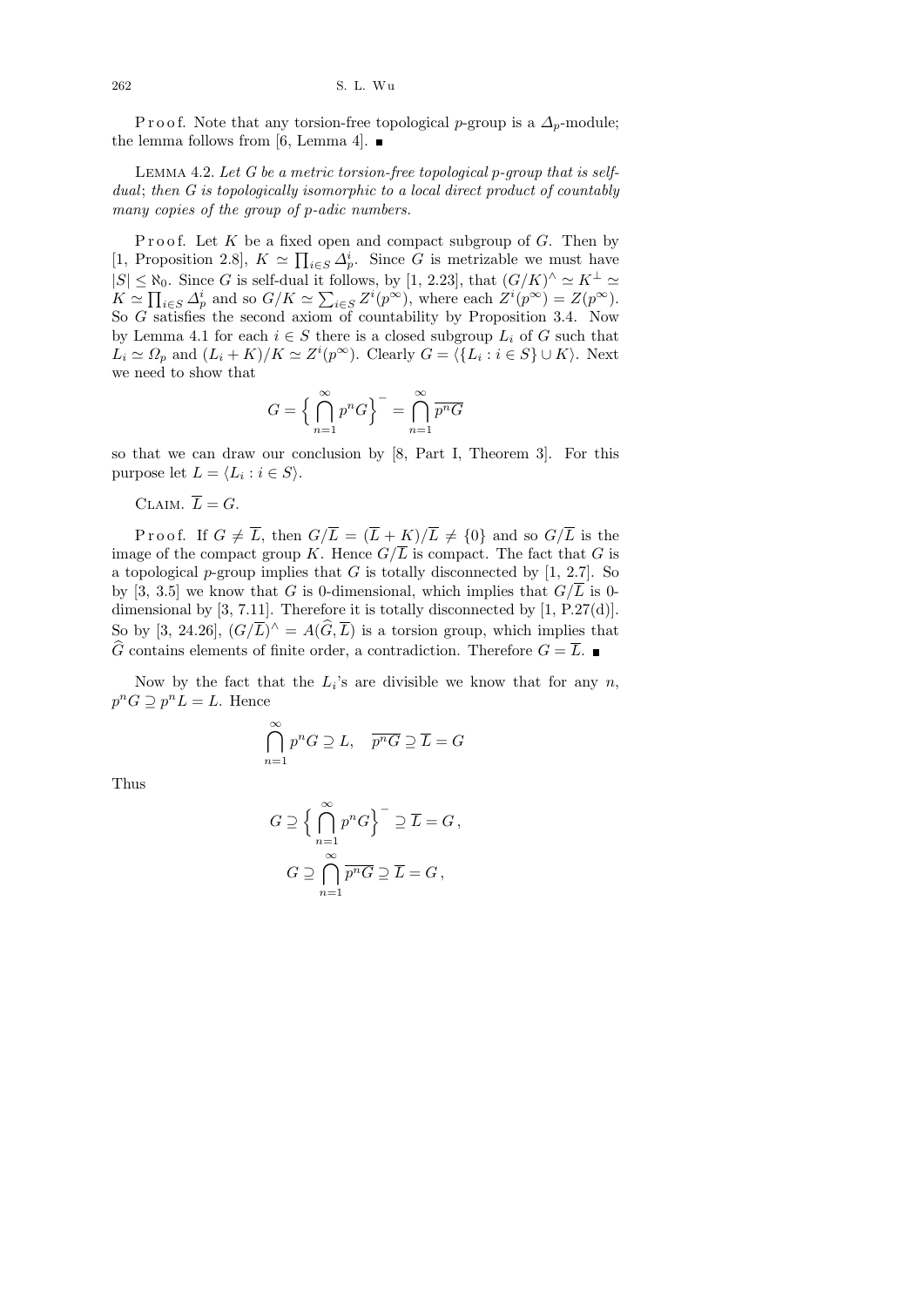Proof. Note that any torsion-free topological $p$-group is a $\Delta_p$-module; the lemma follows from [6, Lemma 4]. ∎

Lemma 4.2. *Let $G$ be a metric torsion-free topological $p$-group that is self-dual; then $G$ is topologically isomorphic to a local direct product of countably many copies of the group of $p$-adic numbers.*

Proof. Let $K$ be a fixed open and compact subgroup of $G$. Then by [1, Proposition 2.8], $K \simeq \prod_{i\in S} \Delta_p^i$. Since $G$ is metrizable we must have $|S| \le \aleph_0$. Since $G$ is self-dual it follows, by [1, 2.23], that $(G/K)^\wedge \simeq K^\perp \simeq K \simeq \prod_{i\in S} \Delta_p^i$ and so $G/K \simeq \sum_{i\in S} Z^i(p^\infty)$, where each $Z^i(p^\infty) = Z(p^\infty)$. So $G$ satisfies the second axiom of countability by Proposition 3.4. Now by Lemma 4.1 for each $i \in S$ there is a closed subgroup $L_i$ of $G$ such that $L_i \simeq \Omega_p$ and $(L_i + K)/K \simeq Z^i(p^\infty)$. Clearly $G = \langle \{L_i : i \in S\} \cup K\rangle$. Next we need to show that

$$G = \Big\{\bigcap_{n=1}^{\infty} p^n G\Big\}^- = \bigcap_{n=1}^{\infty} \overline{p^n G}$$

so that we can draw our conclusion by [8, Part I, Theorem 3]. For this purpose let $L = \langle L_i : i \in S\rangle$.

Claim. $\overline{L} = G$.

Proof. If $G \ne \overline{L}$, then $G/\overline{L} = (\overline{L} + K)/\overline{L} \ne \{0\}$ and so $G/\overline{L}$ is the image of the compact group $K$. Hence $G/\overline{L}$ is compact. The fact that $G$ is a topological $p$-group implies that $G$ is totally disconnected by [1, 2.7]. So by [3, 3.5] we know that $G$ is 0-dimensional, which implies that $G/\overline{L}$ is 0-dimensional by [3, 7.11]. Therefore it is totally disconnected by [1, P.27(d)]. So by [3, 24.26], $(G/\overline{L})^\wedge = A(\widehat{G}, \overline{L})$ is a torsion group, which implies that $\widehat{G}$ contains elements of finite order, a contradiction. Therefore $G = \overline{L}$. ∎

Now by the fact that the $L_i$'s are divisible we know that for any $n$, $p^n G \supseteq p^n L = L$. Hence

$$\bigcap_{n=1}^{\infty} p^n G \supseteq L, \quad \overline{p^n G} \supseteq \overline{L} = G$$

Thus

$$G \supseteq \Big\{\bigcap_{n=1}^{\infty} p^n G\Big\}^- \supseteq \overline{L} = G\,,$$

$$G \supseteq \bigcap_{n=1}^{\infty} \overline{p^n G} \supseteq \overline{L} = G\,,$$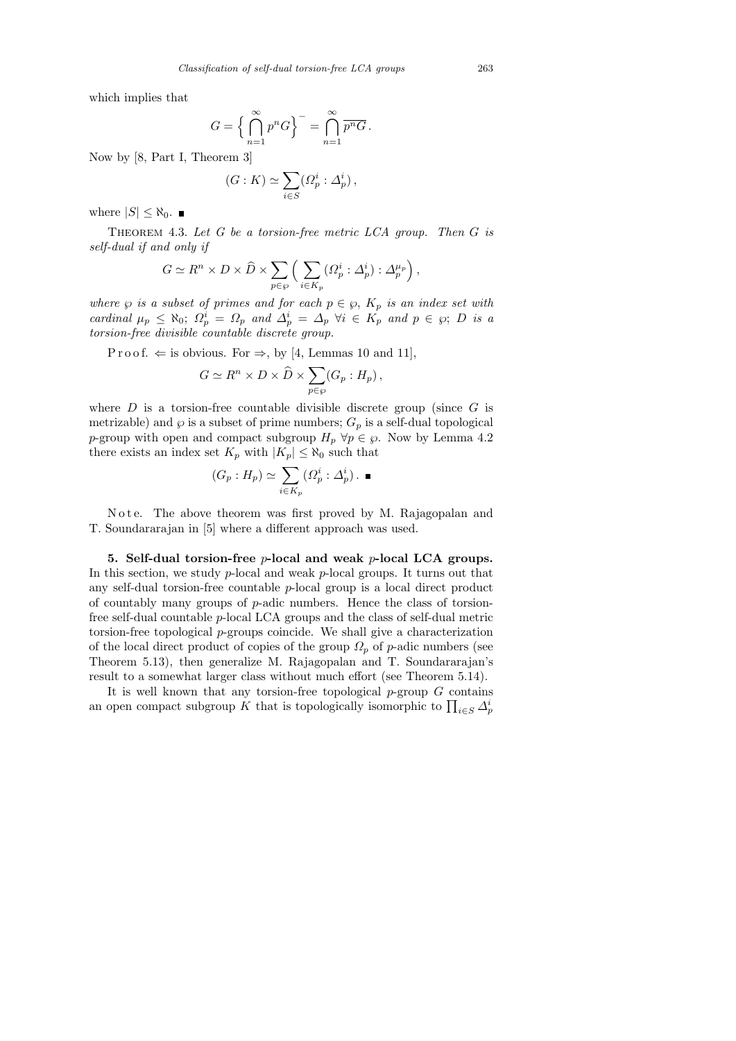which implies that

$$G = \Big\{ \bigcap_{n=1}^{\infty} p^n G \Big\}^{-} = \bigcap_{n=1}^{\infty} \overline{p^n G}\,.$$

Now by [8, Part I, Theorem 3]

$$(G : K) \simeq \sum_{i \in S} (\Omega_p^i : \Delta_p^i)\,,$$

where $|S| \le \aleph_0$. ■

THEOREM 4.3. *Let $G$ be a torsion-free metric LCA group. Then $G$ is self-dual if and only if*

$$G \simeq R^n \times D \times \widehat{D} \times \sum_{p \in \wp} \Big( \sum_{i \in K_p} (\Omega_p^i : \Delta_p^i) : \Delta_p^{\mu_p} \Big)\,,$$

*where $\wp$ is a subset of primes and for each $p \in \wp$, $K_p$ is an index set with cardinal $\mu_p \le \aleph_0$; $\Omega_p^i = \Omega_p$ and $\Delta_p^i = \Delta_p$ $\forall i \in K_p$ and $p \in \wp$; $D$ is a torsion-free divisible countable discrete group.*

Proof. $\Leftarrow$ is obvious. For $\Rightarrow$, by [4, Lemmas 10 and 11],

$$G \simeq R^n \times D \times \widehat{D} \times \sum_{p \in \wp} (G_p : H_p)\,,$$

where $D$ is a torsion-free countable divisible discrete group (since $G$ is metrizable) and $\wp$ is a subset of prime numbers; $G_p$ is a self-dual topological $p$-group with open and compact subgroup $H_p$ $\forall p \in \wp$. Now by Lemma 4.2 there exists an index set $K_p$ with $|K_p| \le \aleph_0$ such that

$$(G_p : H_p) \simeq \sum_{i \in K_p} (\Omega_p^i : \Delta_p^i)\,. \ ■$$

Note. The above theorem was first proved by M. Rajagopalan and T. Soundararajan in [5] where a different approach was used.

**5. Self-dual torsion-free $p$-local and weak $p$-local LCA groups.** In this section, we study $p$-local and weak $p$-local groups. It turns out that any self-dual torsion-free countable $p$-local group is a local direct product of countably many groups of $p$-adic numbers. Hence the class of torsion-free self-dual countable $p$-local LCA groups and the class of self-dual metric torsion-free topological $p$-groups coincide. We shall give a characterization of the local direct product of copies of the group $\Omega_p$ of $p$-adic numbers (see Theorem 5.13), then generalize M. Rajagopalan and T. Soundararajan's result to a somewhat larger class without much effort (see Theorem 5.14).

It is well known that any torsion-free topological $p$-group $G$ contains an open compact subgroup $K$ that is topologically isomorphic to $\prod_{i \in S} \Delta_p^i$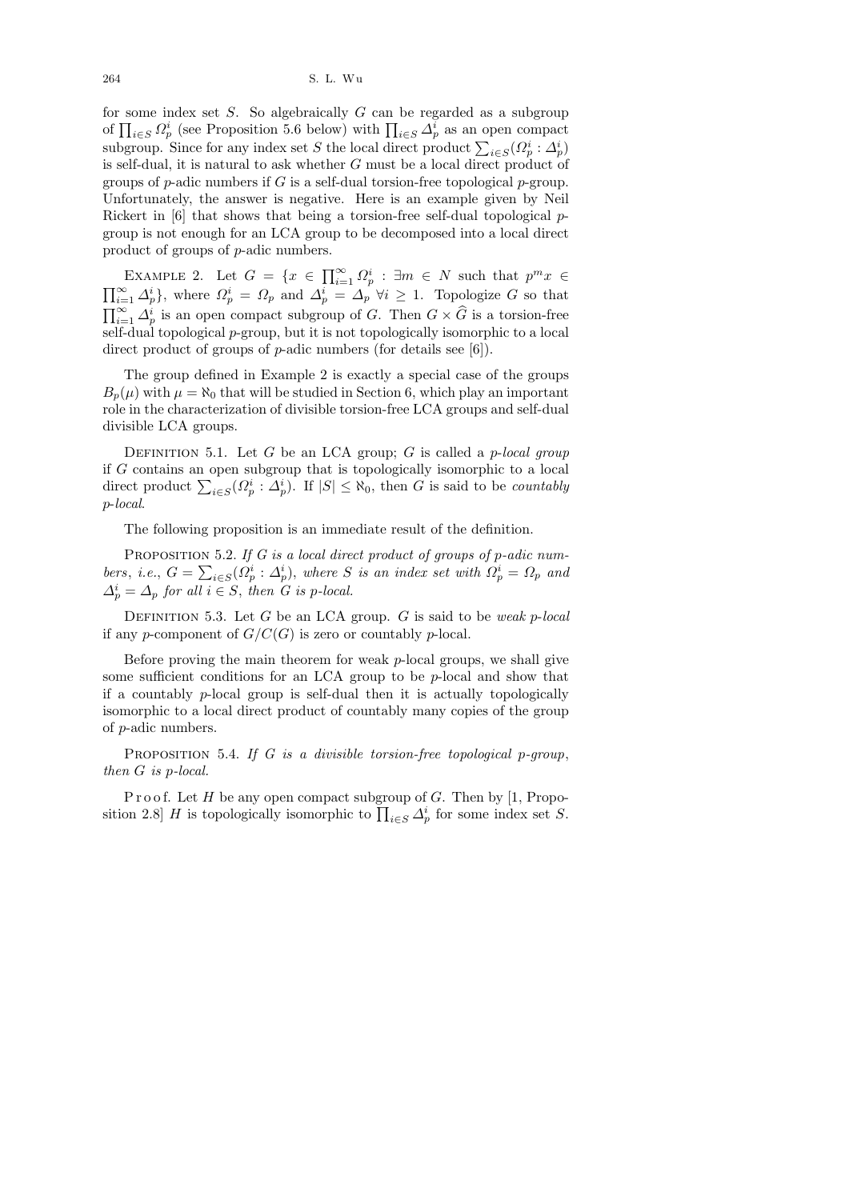for some index set $S$. So algebraically $G$ can be regarded as a subgroup of $\prod_{i\in S} \Omega_p^i$ (see Proposition 5.6 below) with $\prod_{i\in S} \Delta_p^i$ as an open compact subgroup. Since for any index set $S$ the local direct product $\sum_{i\in S}(\Omega_p^i : \Delta_p^i)$ is self-dual, it is natural to ask whether $G$ must be a local direct product of groups of $p$-adic numbers if $G$ is a self-dual torsion-free topological $p$-group. Unfortunately, the answer is negative. Here is an example given by Neil Rickert in [6] that shows that being a torsion-free self-dual topological $p$-group is not enough for an LCA group to be decomposed into a local direct product of groups of $p$-adic numbers.

Example 2. Let $G = \{x \in \prod_{i=1}^{\infty} \Omega_p^i : \exists m \in N$ such that $p^m x \in \prod_{i=1}^{\infty} \Delta_p^i\}$, where $\Omega_p^i = \Omega_p$ and $\Delta_p^i = \Delta_p$ $\forall i \geq 1$. Topologize $G$ so that $\prod_{i=1}^{\infty} \Delta_p^i$ is an open compact subgroup of $G$. Then $G \times \widehat{G}$ is a torsion-free self-dual topological $p$-group, but it is not topologically isomorphic to a local direct product of groups of $p$-adic numbers (for details see [6]).

The group defined in Example 2 is exactly a special case of the groups $B_p(\mu)$ with $\mu = \aleph_0$ that will be studied in Section 6, which play an important role in the characterization of divisible torsion-free LCA groups and self-dual divisible LCA groups.

Definition 5.1. Let $G$ be an LCA group; $G$ is called a *$p$-local group* if $G$ contains an open subgroup that is topologically isomorphic to a local direct product $\sum_{i\in S}(\Omega_p^i : \Delta_p^i)$. If $|S| \leq \aleph_0$, then $G$ is said to be *countably $p$-local*.

The following proposition is an immediate result of the definition.

Proposition 5.2. *If $G$ is a local direct product of groups of $p$-adic numbers, i.e., $G = \sum_{i\in S}(\Omega_p^i : \Delta_p^i)$, where $S$ is an index set with $\Omega_p^i = \Omega_p$ and $\Delta_p^i = \Delta_p$ for all $i \in S$, then $G$ is $p$-local.*

Definition 5.3. Let $G$ be an LCA group. $G$ is said to be *weak $p$-local* if any $p$-component of $G/C(G)$ is zero or countably $p$-local.

Before proving the main theorem for weak $p$-local groups, we shall give some sufficient conditions for an LCA group to be $p$-local and show that if a countably $p$-local group is self-dual then it is actually topologically isomorphic to a local direct product of countably many copies of the group of $p$-adic numbers.

Proposition 5.4. *If $G$ is a divisible torsion-free topological $p$-group, then $G$ is $p$-local.*

Proof. Let $H$ be any open compact subgroup of $G$. Then by [1, Proposition 2.8] $H$ is topologically isomorphic to $\prod_{i\in S} \Delta_p^i$ for some index set $S$.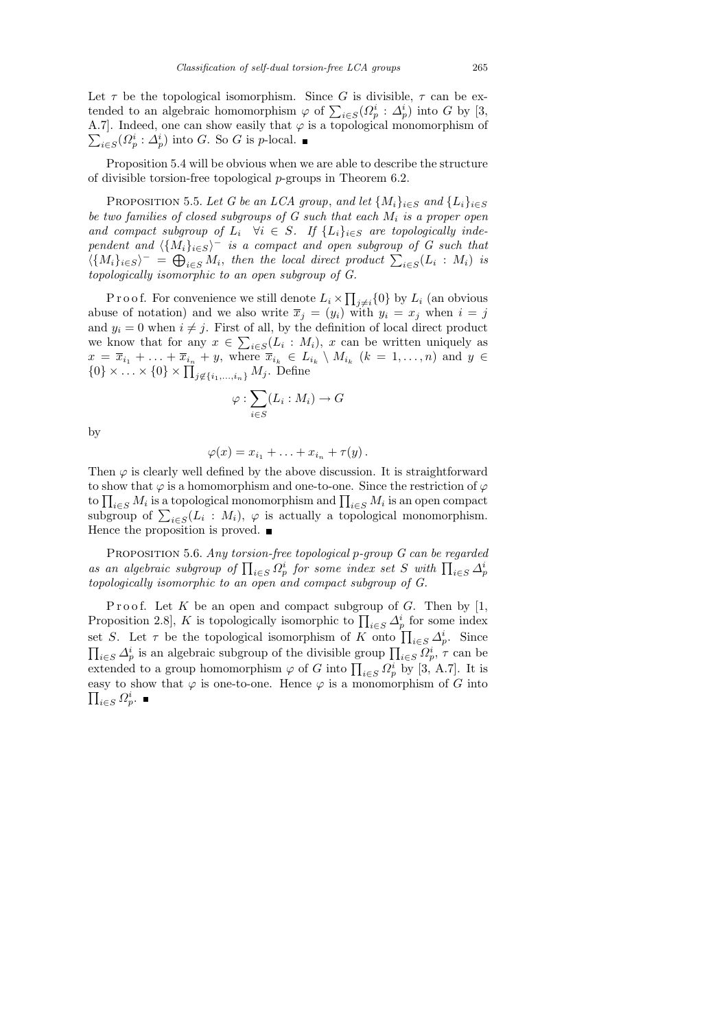Let $\tau$ be the topological isomorphism. Since $G$ is divisible, $\tau$ can be extended to an algebraic homomorphism $\varphi$ of $\sum_{i\in S}(\Omega_p^i : \Delta_p^i)$ into $G$ by [3, A.7]. Indeed, one can show easily that $\varphi$ is a topological monomorphism of $\sum_{i\in S}(\Omega_p^i : \Delta_p^i)$ into $G$. So $G$ is $p$-local. ■

Proposition 5.4 will be obvious when we are able to describe the structure of divisible torsion-free topological $p$-groups in Theorem 6.2.

Proposition 5.5. *Let $G$ be an LCA group, and let $\{M_i\}_{i\in S}$ and $\{L_i\}_{i\in S}$ be two families of closed subgroups of $G$ such that each $M_i$ is a proper open and compact subgroup of $L_i$ $\forall i \in S$. If $\{L_i\}_{i\in S}$ are topologically independent and $\langle\{M_i\}_{i\in S}\rangle^-$ is a compact and open subgroup of $G$ such that $\langle\{M_i\}_{i\in S}\rangle^- = \bigoplus_{i\in S} M_i$, then the local direct product $\sum_{i\in S}(L_i : M_i)$ is topologically isomorphic to an open subgroup of $G$.*

Proof. For convenience we still denote $L_i \times \prod_{j\neq i}\{0\}$ by $L_i$ (an obvious abuse of notation) and we also write $\overline{x}_j = (y_i)$ with $y_i = x_j$ when $i = j$ and $y_i = 0$ when $i \neq j$. First of all, by the definition of local direct product we know that for any $x \in \sum_{i\in S}(L_i : M_i)$, $x$ can be written uniquely as $x = \overline{x}_{i_1} + \ldots + \overline{x}_{i_n} + y$, where $\overline{x}_{i_k} \in L_{i_k} \setminus M_{i_k}$ $(k = 1, \ldots, n)$ and $y \in \{0\} \times \ldots \times \{0\} \times \prod_{j\notin\{i_1,\ldots,i_n\}} M_j$. Define

$$\varphi : \sum_{i\in S}(L_i : M_i) \to G$$

by

$$\varphi(x) = x_{i_1} + \ldots + x_{i_n} + \tau(y)\,.$$

Then $\varphi$ is clearly well defined by the above discussion. It is straightforward to show that $\varphi$ is a homomorphism and one-to-one. Since the restriction of $\varphi$ to $\prod_{i\in S} M_i$ is a topological monomorphism and $\prod_{i\in S} M_i$ is an open compact subgroup of $\sum_{i\in S}(L_i : M_i)$, $\varphi$ is actually a topological monomorphism. Hence the proposition is proved. ■

Proposition 5.6. *Any torsion-free topological $p$-group $G$ can be regarded as an algebraic subgroup of $\prod_{i\in S}\Omega_p^i$ for some index set $S$ with $\prod_{i\in S}\Delta_p^i$ topologically isomorphic to an open and compact subgroup of $G$.*

Proof. Let $K$ be an open and compact subgroup of $G$. Then by [1, Proposition 2.8], $K$ is topologically isomorphic to $\prod_{i\in S}\Delta_p^i$ for some index set $S$. Let $\tau$ be the topological isomorphism of $K$ onto $\prod_{i\in S}\Delta_p^i$. Since $\prod_{i\in S}\Delta_p^i$ is an algebraic subgroup of the divisible group $\prod_{i\in S}\Omega_p^i$, $\tau$ can be extended to a group homomorphism $\varphi$ of $G$ into $\prod_{i\in S}\Omega_p^i$ by [3, A.7]. It is easy to show that $\varphi$ is one-to-one. Hence $\varphi$ is a monomorphism of $G$ into $\prod_{i\in S}\Omega_p^i$. ■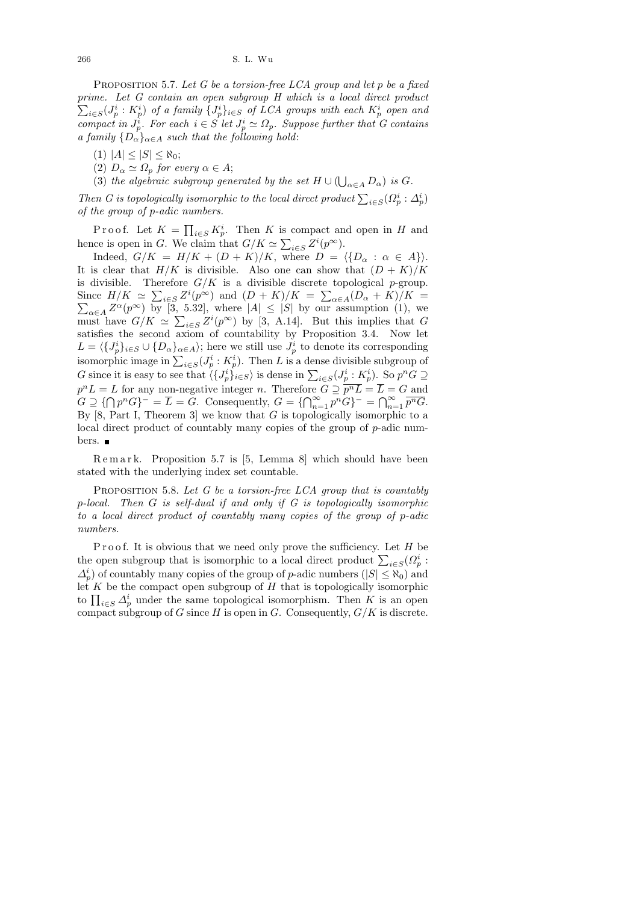PROPOSITION 5.7. *Let $G$ be a torsion-free LCA group and let $p$ be a fixed prime. Let $G$ contain an open subgroup $H$ which is a local direct product $\sum_{i\in S}(J_p^i : K_p^i)$ of a family $\{J_p^i\}_{i\in S}$ of LCA groups with each $K_p^i$ open and compact in $J_p^i$. For each $i \in S$ let $J_p^i \simeq \Omega_p$. Suppose further that $G$ contains a family $\{D_\alpha\}_{\alpha\in A}$ such that the following hold*:

(1) $|A| \le |S| \le \aleph_0$;

(2) $D_\alpha \simeq \Omega_p$ *for every* $\alpha \in A$;

(3) *the algebraic subgroup generated by the set* $H \cup (\bigcup_{\alpha\in A} D_\alpha)$ *is* $G$.

*Then $G$ is topologically isomorphic to the local direct product $\sum_{i\in S}(\Omega_p^i : \Delta_p^i)$ of the group of $p$-adic numbers.*

Proof. Let $K = \prod_{i\in S} K_p^i$. Then $K$ is compact and open in $H$ and hence is open in $G$. We claim that $G/K \simeq \sum_{i\in S} Z^i(p^\infty)$.

Indeed, $G/K = H/K + (D + K)/K$, where $D = \langle\{D_\alpha : \alpha \in A\}\rangle$. It is clear that $H/K$ is divisible. Also one can show that $(D + K)/K$ is divisible. Therefore $G/K$ is a divisible discrete topological $p$-group. Since $H/K \simeq \sum_{i\in S} Z^i(p^\infty)$ and $(D + K)/K = \sum_{\alpha\in A}(D_\alpha + K)/K = \sum_{\alpha\in A} Z^\alpha(p^\infty)$ by [3, 5.32], where $|A| \le |S|$ by our assumption (1), we must have $G/K \simeq \sum_{i\in S} Z^i(p^\infty)$ by [3, A.14]. But this implies that $G$ satisfies the second axiom of countability by Proposition 3.4. Now let $L = \langle\{J_p^i\}_{i\in S} \cup \{D_\alpha\}_{\alpha\in A}\rangle$; here we still use $J_p^i$ to denote its corresponding isomorphic image in $\sum_{i\in S}(J_p^i : K_p^i)$. Then $L$ is a dense divisible subgroup of $G$ since it is easy to see that $\langle\{J_p^i\}_{i\in S}\rangle$ is dense in $\sum_{i\in S}(J_p^i : K_p^i)$. So $p^nG \supseteq p^nL = L$ for any non-negative integer $n$. Therefore $G \supseteq \overline{p^nL} = \overline{L} = G$ and $G \supseteq \{\bigcap p^nG\}^- = \overline{L} = G$. Consequently, $G = \{\bigcap_{n=1}^\infty p^nG\}^- = \bigcap_{n=1}^\infty \overline{p^nG}$. By [8, Part I, Theorem 3] we know that $G$ is topologically isomorphic to a local direct product of countably many copies of the group of $p$-adic numbers. ∎

Remark. Proposition 5.7 is [5, Lemma 8] which should have been stated with the underlying index set countable.

PROPOSITION 5.8. *Let $G$ be a torsion-free LCA group that is countably $p$-local. Then $G$ is self-dual if and only if $G$ is topologically isomorphic to a local direct product of countably many copies of the group of $p$-adic numbers.*

Proof. It is obvious that we need only prove the sufficiency. Let $H$ be the open subgroup that is isomorphic to a local direct product $\sum_{i\in S}(\Omega_p^i : \Delta_p^i)$ of countably many copies of the group of $p$-adic numbers ($|S| \le \aleph_0$) and let $K$ be the compact open subgroup of $H$ that is topologically isomorphic to $\prod_{i\in S} \Delta_p^i$ under the same topological isomorphism. Then $K$ is an open compact subgroup of $G$ since $H$ is open in $G$. Consequently, $G/K$ is discrete.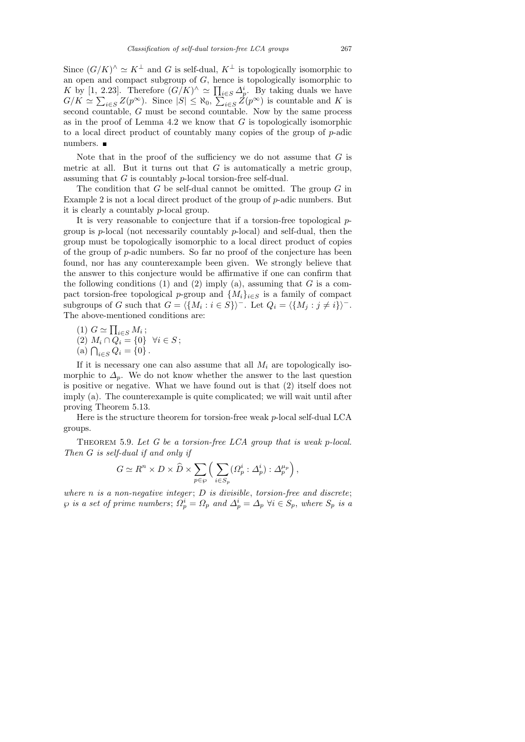Since $(G/K)^\wedge \simeq K^\perp$ and $G$ is self-dual, $K^\perp$ is topologically isomorphic to an open and compact subgroup of $G$, hence is topologically isomorphic to $K$ by [1, 2.23]. Therefore $(G/K)^\wedge \simeq \prod_{i\in S} \Delta_p^i$. By taking duals we have $G/K \simeq \sum_{i\in S} Z(p^\infty)$. Since $|S| \leq \aleph_0$, $\sum_{i\in S} Z(p^\infty)$ is countable and $K$ is second countable, $G$ must be second countable. Now by the same process as in the proof of Lemma 4.2 we know that $G$ is topologically isomorphic to a local direct product of countably many copies of the group of $p$-adic numbers. ∎

Note that in the proof of the sufficiency we do not assume that $G$ is metric at all. But it turns out that $G$ is automatically a metric group, assuming that $G$ is countably $p$-local torsion-free self-dual.

The condition that $G$ be self-dual cannot be omitted. The group $G$ in Example 2 is not a local direct product of the group of $p$-adic numbers. But it is clearly a countably $p$-local group.

It is very reasonable to conjecture that if a torsion-free topological $p$-group is $p$-local (not necessarily countably $p$-local) and self-dual, then the group must be topologically isomorphic to a local direct product of copies of the group of $p$-adic numbers. So far no proof of the conjecture has been found, nor has any counterexample been given. We strongly believe that the answer to this conjecture would be affirmative if one can confirm that the following conditions (1) and (2) imply (a), assuming that $G$ is a compact torsion-free topological $p$-group and $\{M_i\}_{i\in S}$ is a family of compact subgroups of $G$ such that $G = \langle\{M_i : i \in S\}\rangle^-$. Let $Q_i = \langle\{M_j : j \neq i\}\rangle^-$. The above-mentioned conditions are:

(1) $G \simeq \prod_{i\in S} M_i$;
(2) $M_i \cap Q_i = \{0\}\ \ \forall i \in S$;
(a) $\bigcap_{i\in S} Q_i = \{0\}$.

If it is necessary one can also assume that all $M_i$ are topologically isomorphic to $\Delta_p$. We do not know whether the answer to the last question is positive or negative. What we have found out is that (2) itself does not imply (a). The counterexample is quite complicated; we will wait until after proving Theorem 5.13.

Here is the structure theorem for torsion-free weak $p$-local self-dual LCA groups.

Theorem 5.9. *Let $G$ be a torsion-free LCA group that is weak $p$-local. Then $G$ is self-dual if and only if*

$$G \simeq R^n \times D \times \widehat{D} \times \sum_{p\in\wp}\Big(\sum_{i\in S_p}(\Omega_p^i : \Delta_p^i) : \Delta_p^{\mu_p}\Big),$$

*where $n$ is a non-negative integer; $D$ is divisible, torsion-free and discrete; $\wp$ is a set of prime numbers; $\Omega_p^i = \Omega_p$ and $\Delta_p^i = \Delta_p\ \forall i \in S_p$, where $S_p$ is a*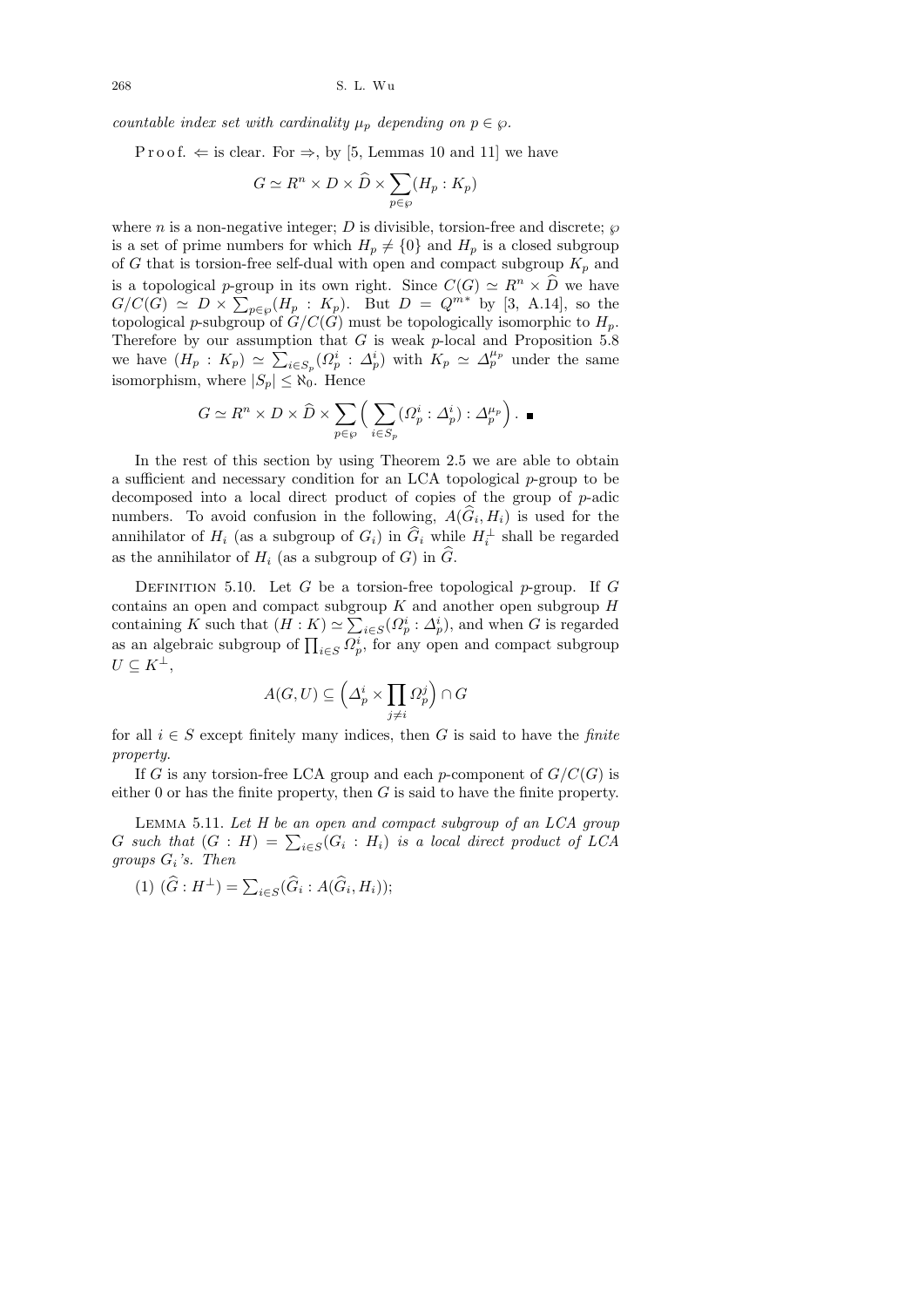*countable index set with cardinality $\mu_p$ depending on $p \in \wp$.*

P r o o f. $\Leftarrow$ is clear. For $\Rightarrow$, by [5, Lemmas 10 and 11] we have

$$G \simeq R^n \times D \times \widehat{D} \times \sum_{p\in\wp}(H_p : K_p)$$

where $n$ is a non-negative integer; $D$ is divisible, torsion-free and discrete; $\wp$ is a set of prime numbers for which $H_p \neq \{0\}$ and $H_p$ is a closed subgroup of $G$ that is torsion-free self-dual with open and compact subgroup $K_p$ and is a topological $p$-group in its own right. Since $C(G) \simeq R^n \times \widehat{D}$ we have $G/C(G) \simeq D \times \sum_{p\in\wp}(H_p : K_p)$. But $D = Q^{m*}$ by [3, A.14], so the topological $p$-subgroup of $G/C(G)$ must be topologically isomorphic to $H_p$. Therefore by our assumption that $G$ is weak $p$-local and Proposition 5.8 we have $(H_p : K_p) \simeq \sum_{i\in S_p}(\Omega_p^i : \Delta_p^i)$ with $K_p \simeq \Delta_p^{\mu_p}$ under the same isomorphism, where $|S_p| \le \aleph_0$. Hence

$$G \simeq R^n \times D \times \widehat{D} \times \sum_{p\in\wp}\Big(\sum_{i\in S_p}(\Omega_p^i : \Delta_p^i) : \Delta_p^{\mu_p}\Big). \ \blacksquare$$

In the rest of this section by using Theorem 2.5 we are able to obtain a sufficient and necessary condition for an LCA topological $p$-group to be decomposed into a local direct product of copies of the group of $p$-adic numbers. To avoid confusion in the following, $A(\widehat{G}_i, H_i)$ is used for the annihilator of $H_i$ (as a subgroup of $G_i$) in $\widehat{G}_i$ while $H_i^{\perp}$ shall be regarded as the annihilator of $H_i$ (as a subgroup of $G$) in $\widehat{G}$.

Definition 5.10. Let $G$ be a torsion-free topological $p$-group. If $G$ contains an open and compact subgroup $K$ and another open subgroup $H$ containing $K$ such that $(H : K) \simeq \sum_{i\in S}(\Omega_p^i : \Delta_p^i)$, and when $G$ is regarded as an algebraic subgroup of $\prod_{i\in S}\Omega_p^i$, for any open and compact subgroup $U \subseteq K^{\perp}$,

$$A(G, U) \subseteq \Big(\Delta_p^i \times \prod_{j\neq i}\Omega_p^j\Big) \cap G$$

for all $i \in S$ except finitely many indices, then $G$ is said to have the *finite property*.

If $G$ is any torsion-free LCA group and each $p$-component of $G/C(G)$ is either 0 or has the finite property, then $G$ is said to have the finite property.

Lemma 5.11. *Let $H$ be an open and compact subgroup of an LCA group $G$ such that $(G : H) = \sum_{i\in S}(G_i : H_i)$ is a local direct product of LCA groups $G_i$'s. Then*

(1) $(\widehat{G} : H^{\perp}) = \sum_{i\in S}(\widehat{G}_i : A(\widehat{G}_i, H_i))$;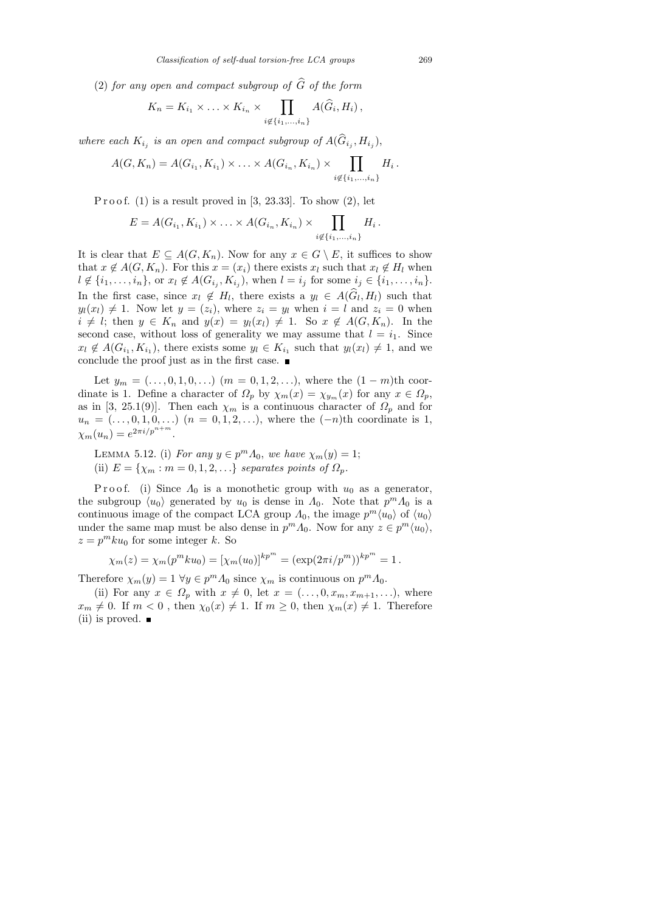(2) *for any open and compact subgroup of* $\widehat{G}$ *of the form*

$$K_n = K_{i_1} \times \ldots \times K_{i_n} \times \prod_{i \notin \{i_1,\ldots,i_n\}} A(\widehat{G}_i, H_i)\,,$$

*where each* $K_{i_j}$ *is an open and compact subgroup of* $A(\widehat{G}_{i_j}, H_{i_j})$,

$$A(G, K_n) = A(G_{i_1}, K_{i_1}) \times \ldots \times A(G_{i_n}, K_{i_n}) \times \prod_{i \notin \{i_1,\ldots,i_n\}} H_i\,.$$

Proof. (1) is a result proved in [3, 23.33]. To show (2), let

$$E = A(G_{i_1}, K_{i_1}) \times \ldots \times A(G_{i_n}, K_{i_n}) \times \prod_{i \notin \{i_1,\ldots,i_n\}} H_i\,.$$

It is clear that $E \subseteq A(G, K_n)$. Now for any $x \in G \setminus E$, it suffices to show that $x \notin A(G, K_n)$. For this $x = (x_i)$ there exists $x_l$ such that $x_l \notin H_l$ when $l \notin \{i_1, \ldots, i_n\}$, or $x_l \notin A(G_{i_j}, K_{i_j})$, when $l = i_j$ for some $i_j \in \{i_1, \ldots, i_n\}$. In the first case, since $x_l \notin H_l$, there exists a $y_l \in A(\widehat{G}_l, H_l)$ such that $y_l(x_l) \neq 1$. Now let $y = (z_i)$, where $z_i = y_l$ when $i = l$ and $z_i = 0$ when $i \neq l$; then $y \in K_n$ and $y(x) = y_l(x_l) \neq 1$. So $x \notin A(G, K_n)$. In the second case, without loss of generality we may assume that $l = i_1$. Since $x_l \notin A(G_{i_1}, K_{i_1})$, there exists some $y_l \in K_{i_1}$ such that $y_l(x_l) \neq 1$, and we conclude the proof just as in the first case. ∎

Let $y_m = (\ldots, 0, 1, 0, \ldots)$ $(m = 0, 1, 2, \ldots)$, where the $(1-m)$th coordinate is 1. Define a character of $\Omega_p$ by $\chi_m(x) = \chi_{y_m}(x)$ for any $x \in \Omega_p$, as in [3, 25.1(9)]. Then each $\chi_m$ is a continuous character of $\Omega_p$ and for $u_n = (\ldots, 0, 1, 0, \ldots)$ $(n = 0, 1, 2, \ldots)$, where the $(-n)$th coordinate is 1, $\chi_m(u_n) = e^{2\pi i/p^{n+m}}$.

LEMMA 5.12. (i) *For any* $y \in p^m \Lambda_0$, *we have* $\chi_m(y) = 1$;
(ii) $E = \{\chi_m : m = 0, 1, 2, \ldots\}$ *separates points of* $\Omega_p$.

Proof. (i) Since $\Lambda_0$ is a monothetic group with $u_0$ as a generator, the subgroup $\langle u_0 \rangle$ generated by $u_0$ is dense in $\Lambda_0$. Note that $p^m \Lambda_0$ is a continuous image of the compact LCA group $\Lambda_0$, the image $p^m \langle u_0 \rangle$ of $\langle u_0 \rangle$ under the same map must be also dense in $p^m \Lambda_0$. Now for any $z \in p^m \langle u_0 \rangle$, $z = p^m k u_0$ for some integer $k$. So

$$\chi_m(z) = \chi_m(p^m k u_0) = [\chi_m(u_0)]^{kp^m} = (\exp(2\pi i/p^m))^{kp^m} = 1\,.$$

Therefore $\chi_m(y) = 1$ $\forall y \in p^m \Lambda_0$ since $\chi_m$ is continuous on $p^m \Lambda_0$.

(ii) For any $x \in \Omega_p$ with $x \neq 0$, let $x = (\ldots, 0, x_m, x_{m+1}, \ldots)$, where $x_m \neq 0$. If $m < 0$ , then $\chi_0(x) \neq 1$. If $m \geq 0$, then $\chi_m(x) \neq 1$. Therefore (ii) is proved. ∎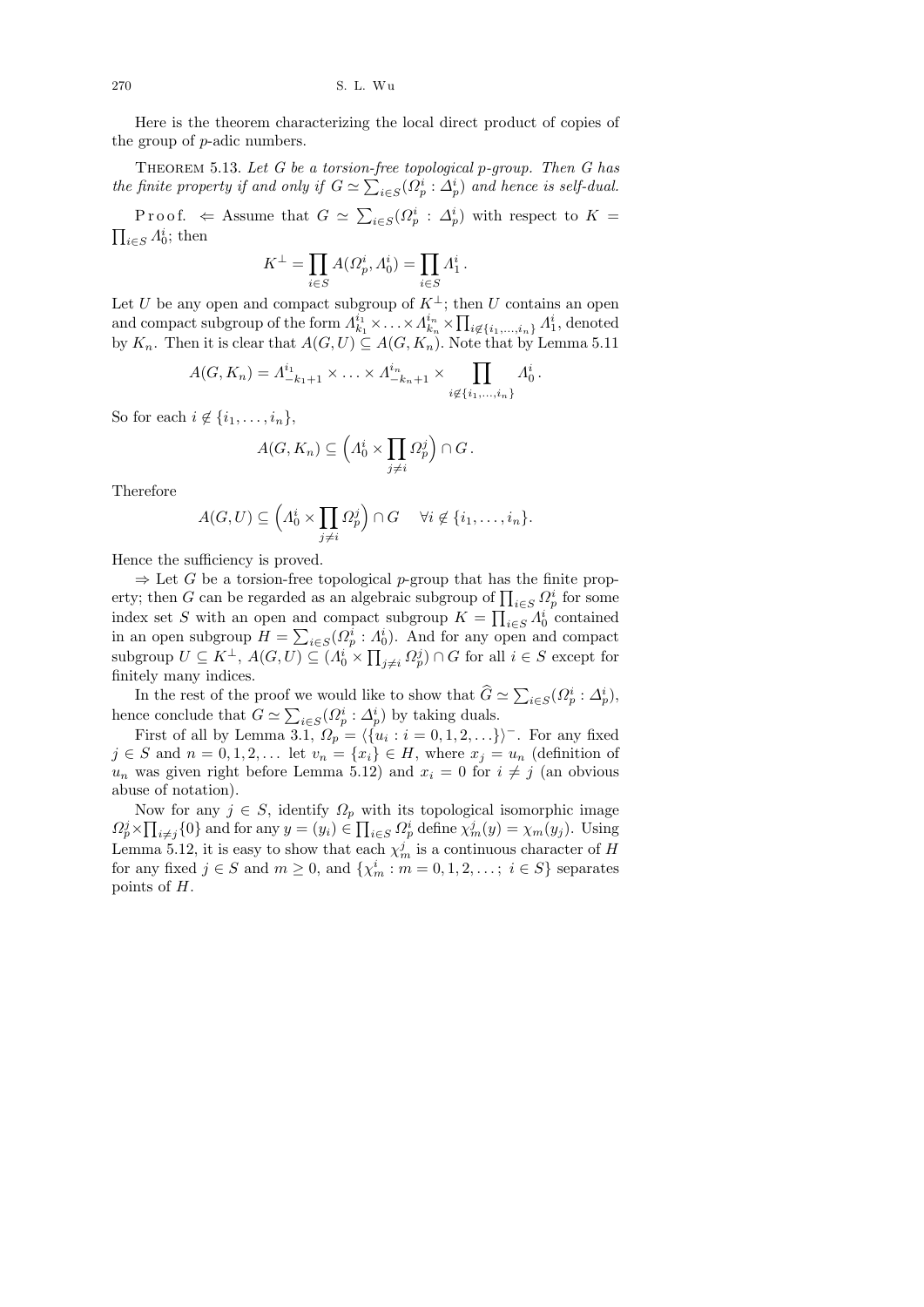Here is the theorem characterizing the local direct product of copies of the group of $p$-adic numbers.

**Theorem 5.13.** *Let $G$ be a torsion-free topological $p$-group. Then $G$ has the finite property if and only if $G \simeq \sum_{i\in S}(\Omega_p^i : \Delta_p^i)$ and hence is self-dual.*

Proof. $\Leftarrow$ Assume that $G \simeq \sum_{i\in S}(\Omega_p^i : \Delta_p^i)$ with respect to $K = \prod_{i\in S} \Lambda_0^i$; then

$$K^\perp = \prod_{i\in S} A(\Omega_p^i, \Lambda_0^i) = \prod_{i\in S} \Lambda_1^i .$$

Let $U$ be any open and compact subgroup of $K^\perp$; then $U$ contains an open and compact subgroup of the form $\Lambda_{k_1}^{i_1} \times \ldots \times \Lambda_{k_n}^{i_n} \times \prod_{i\notin\{i_1,\ldots,i_n\}} \Lambda_1^i$, denoted by $K_n$. Then it is clear that $A(G,U) \subseteq A(G,K_n)$. Note that by Lemma 5.11

$$A(G,K_n) = \Lambda_{-k_1+1}^{i_1} \times \ldots \times \Lambda_{-k_n+1}^{i_n} \times \prod_{i\notin\{i_1,\ldots,i_n\}} \Lambda_0^i .$$

So for each $i \notin \{i_1,\ldots,i_n\}$,

$$A(G,K_n) \subseteq \Big(\Lambda_0^i \times \prod_{j\neq i} \Omega_p^j\Big) \cap G .$$

Therefore

$$A(G,U) \subseteq \Big(\Lambda_0^i \times \prod_{j\neq i} \Omega_p^j\Big) \cap G \quad \forall i \notin \{i_1,\ldots,i_n\}.$$

Hence the sufficiency is proved.

$\Rightarrow$ Let $G$ be a torsion-free topological $p$-group that has the finite property; then $G$ can be regarded as an algebraic subgroup of $\prod_{i\in S} \Omega_p^i$ for some index set $S$ with an open and compact subgroup $K = \prod_{i\in S} \Lambda_0^i$ contained in an open subgroup $H = \sum_{i\in S}(\Omega_p^i : \Lambda_0^i)$. And for any open and compact subgroup $U \subseteq K^\perp$, $A(G,U) \subseteq (\Lambda_0^i \times \prod_{j\neq i} \Omega_p^j) \cap G$ for all $i \in S$ except for finitely many indices.

In the rest of the proof we would like to show that $\widehat{G} \simeq \sum_{i\in S}(\Omega_p^i : \Delta_p^i)$, hence conclude that $G \simeq \sum_{i\in S}(\Omega_p^i : \Delta_p^i)$ by taking duals.

First of all by Lemma 3.1, $\Omega_p = \langle \{u_i : i = 0,1,2,\ldots\}\rangle^-$. For any fixed $j \in S$ and $n = 0,1,2,\ldots$ let $v_n = \{x_i\} \in H$, where $x_j = u_n$ (definition of $u_n$ was given right before Lemma 5.12) and $x_i = 0$ for $i \neq j$ (an obvious abuse of notation).

Now for any $j \in S$, identify $\Omega_p$ with its topological isomorphic image $\Omega_p^j \times \prod_{i\neq j}\{0\}$ and for any $y = (y_i) \in \prod_{i\in S} \Omega_p^i$ define $\chi_m^j(y) = \chi_m(y_j)$. Using Lemma 5.12, it is easy to show that each $\chi_m^j$ is a continuous character of $H$ for any fixed $j \in S$ and $m \geq 0$, and $\{\chi_m^i : m = 0,1,2,\ldots;\ i \in S\}$ separates points of $H$.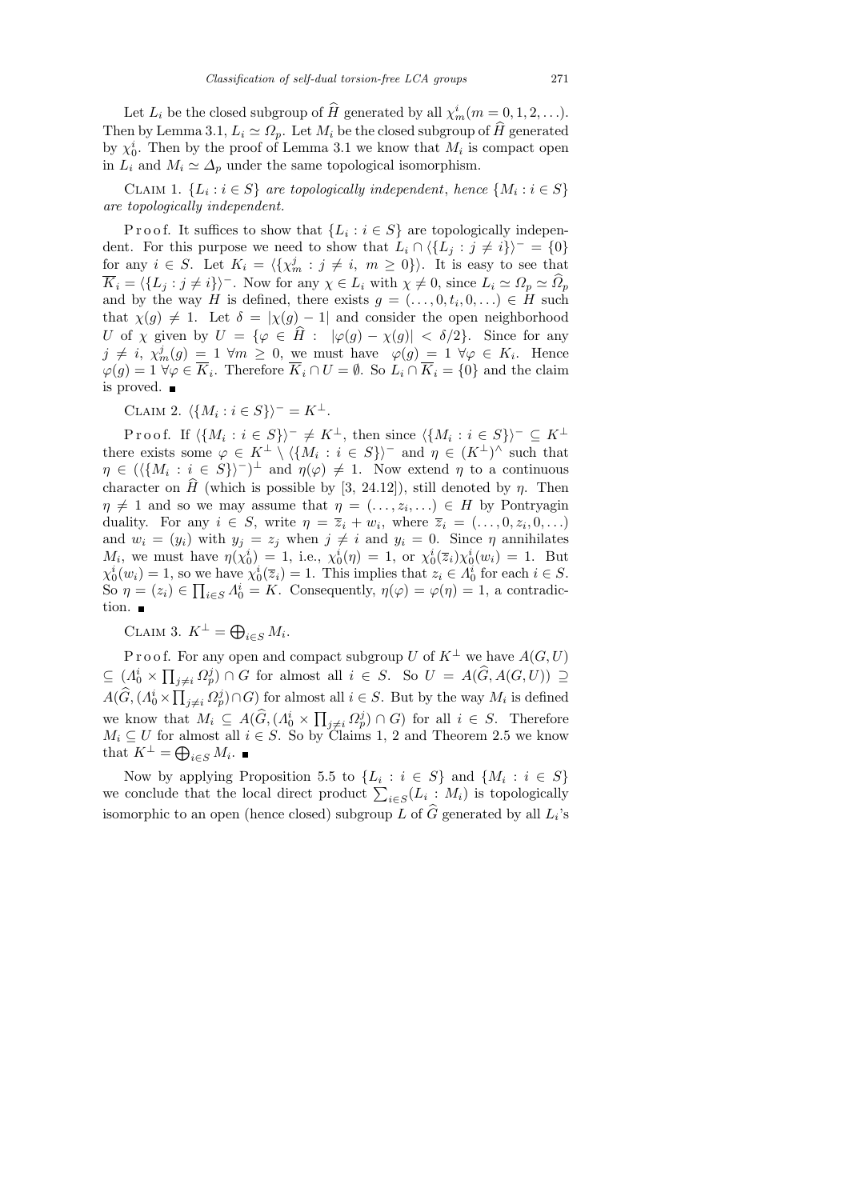Let $L_i$ be the closed subgroup of $\widehat{H}$ generated by all $\chi^i_m (m = 0, 1, 2, \ldots)$. Then by Lemma 3.1, $L_i \simeq \Omega_p$. Let $M_i$ be the closed subgroup of $\widehat{H}$ generated by $\chi^i_0$. Then by the proof of Lemma 3.1 we know that $M_i$ is compact open in $L_i$ and $M_i \simeq \Delta_p$ under the same topological isomorphism.

Claim 1. *$\{L_i : i \in S\}$ are topologically independent, hence $\{M_i : i \in S\}$ are topologically independent.*

Proof. It suffices to show that $\{L_i : i \in S\}$ are topologically independent. For this purpose we need to show that $L_i \cap \langle \{L_j : j \neq i\}\rangle^- = \{0\}$ for any $i \in S$. Let $K_i = \langle \{\chi^j_m : j \neq i,\ m \geq 0\}\rangle$. It is easy to see that $\overline{K_i} = \langle \{L_j : j \neq i\}\rangle^-$. Now for any $\chi \in L_i$ with $\chi \neq 0$, since $L_i \simeq \Omega_p \simeq \widehat{\Omega}_p$ and by the way $H$ is defined, there exists $g = (\ldots, 0, t_i, 0, \ldots) \in H$ such that $\chi(g) \neq 1$. Let $\delta = |\chi(g) - 1|$ and consider the open neighborhood $U$ of $\chi$ given by $U = \{\varphi \in \widehat{H} : \ |\varphi(g) - \chi(g)| < \delta/2\}$. Since for any $j \neq i$, $\chi^j_m(g) = 1\ \forall m \geq 0$, we must have $\varphi(g) = 1\ \forall \varphi \in K_i$. Hence $\varphi(g) = 1\ \forall \varphi \in \overline{K_i}$. Therefore $\overline{K_i} \cap U = \emptyset$. So $L_i \cap \overline{K_i} = \{0\}$ and the claim is proved. ∎

Claim 2. $\langle \{M_i : i \in S\}\rangle^- = K^\perp$.

Proof. If $\langle \{M_i : i \in S\}\rangle^- \neq K^\perp$, then since $\langle \{M_i : i \in S\}\rangle^- \subseteq K^\perp$ there exists some $\varphi \in K^\perp \setminus \langle \{M_i : i \in S\}\rangle^-$ and $\eta \in (K^\perp)^\wedge$ such that $\eta \in (\langle \{M_i : i \in S\}\rangle^-)^\perp$ and $\eta(\varphi) \neq 1$. Now extend $\eta$ to a continuous character on $\widehat{H}$ (which is possible by [3, 24.12]), still denoted by $\eta$. Then $\eta \neq 1$ and so we may assume that $\eta = (\ldots, z_i, \ldots) \in H$ by Pontryagin duality. For any $i \in S$, write $\eta = \overline{z}_i + w_i$, where $\overline{z}_i = (\ldots, 0, z_i, 0, \ldots)$ and $w_i = (y_i)$ with $y_j = z_j$ when $j \neq i$ and $y_i = 0$. Since $\eta$ annihilates $M_i$, we must have $\eta(\chi^i_0) = 1$, i.e., $\chi^i_0(\eta) = 1$, or $\chi^i_0(\overline{z}_i)\chi^i_0(w_i) = 1$. But $\chi^i_0(w_i) = 1$, so we have $\chi^i_0(\overline{z}_i) = 1$. This implies that $z_i \in \Lambda^i_0$ for each $i \in S$. So $\eta = (z_i) \in \prod_{i \in S} \Lambda^i_0 = K$. Consequently, $\eta(\varphi) = \varphi(\eta) = 1$, a contradiction. ∎

Claim 3. $K^\perp = \bigoplus_{i \in S} M_i$.

Proof. For any open and compact subgroup $U$ of $K^\perp$ we have $A(G, U) \subseteq (\Lambda^i_0 \times \prod_{j \neq i} \Omega^j_p) \cap G$ for almost all $i \in S$. So $U = A(\widehat{G}, A(G, U)) \supseteq A(\widehat{G}, (\Lambda^i_0 \times \prod_{j \neq i} \Omega^j_p) \cap G)$ for almost all $i \in S$. But by the way $M_i$ is defined we know that $M_i \subseteq A(\widehat{G}, (\Lambda^i_0 \times \prod_{j \neq i} \Omega^j_p) \cap G)$ for all $i \in S$. Therefore $M_i \subseteq U$ for almost all $i \in S$. So by Claims 1, 2 and Theorem 2.5 we know that $K^\perp = \bigoplus_{i \in S} M_i$. ∎

Now by applying Proposition 5.5 to $\{L_i : i \in S\}$ and $\{M_i : i \in S\}$ we conclude that the local direct product $\sum_{i \in S} (L_i : M_i)$ is topologically isomorphic to an open (hence closed) subgroup $L$ of $\widehat{G}$ generated by all $L_i$'s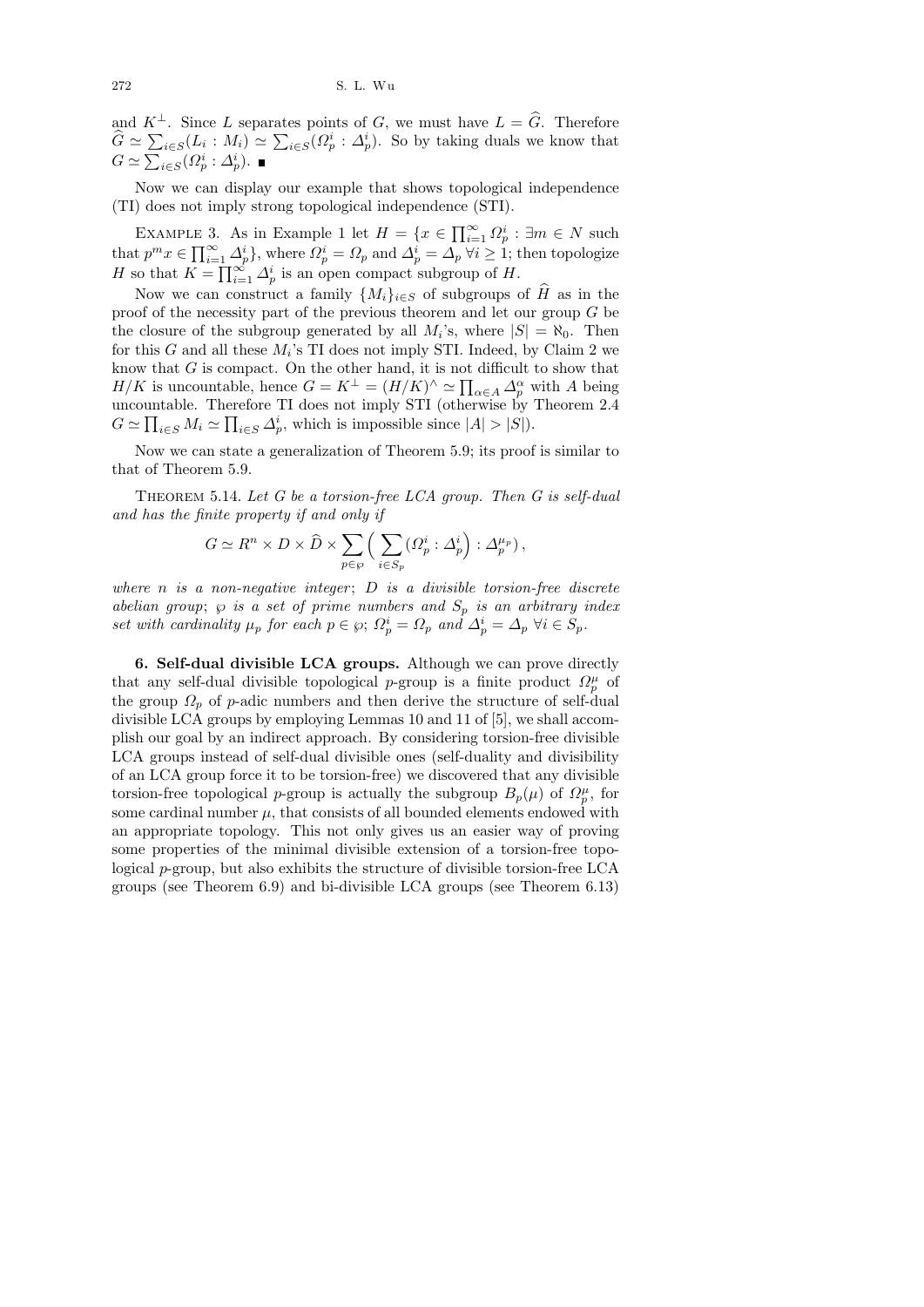and $K^{\perp}$. Since $L$ separates points of $G$, we must have $L = \widehat{G}$. Therefore $\widehat{G} \simeq \sum_{i\in S}(L_i : M_i) \simeq \sum_{i\in S}(\Omega_p^i : \Delta_p^i)$. So by taking duals we know that $G \simeq \sum_{i\in S}(\Omega_p^i : \Delta_p^i)$. ∎

Now we can display our example that shows topological independence (TI) does not imply strong topological independence (STI).

Example 3. As in Example 1 let $H = \{x \in \prod_{i=1}^{\infty} \Omega_p^i : \exists m \in N$ such that $p^m x \in \prod_{i=1}^{\infty} \Delta_p^i\}$, where $\Omega_p^i = \Omega_p$ and $\Delta_p^i = \Delta_p$ $\forall i \geq 1$; then topologize $H$ so that $K = \prod_{i=1}^{\infty} \Delta_p^i$ is an open compact subgroup of $H$.

Now we can construct a family $\{M_i\}_{i\in S}$ of subgroups of $\widehat{H}$ as in the proof of the necessity part of the previous theorem and let our group $G$ be the closure of the subgroup generated by all $M_i$'s, where $|S| = \aleph_0$. Then for this $G$ and all these $M_i$'s TI does not imply STI. Indeed, by Claim 2 we know that $G$ is compact. On the other hand, it is not difficult to show that $H/K$ is uncountable, hence $G = K^{\perp} = (H/K)^{\wedge} \simeq \prod_{\alpha\in A} \Delta_p^{\alpha}$ with $A$ being uncountable. Therefore TI does not imply STI (otherwise by Theorem 2.4 $G \simeq \prod_{i\in S} M_i \simeq \prod_{i\in S} \Delta_p^i$, which is impossible since $|A| > |S|$).

Now we can state a generalization of Theorem 5.9; its proof is similar to that of Theorem 5.9.

Theorem 5.14. *Let $G$ be a torsion-free LCA group. Then $G$ is self-dual and has the finite property if and only if*

$$G \simeq R^n \times D \times \widehat{D} \times \sum_{p\in\wp} \Big( \sum_{i\in S_p} (\Omega_p^i : \Delta_p^i) : \Delta_p^{\mu_p} \Big),$$

*where $n$ is a non-negative integer; $D$ is a divisible torsion-free discrete abelian group; $\wp$ is a set of prime numbers and $S_p$ is an arbitrary index set with cardinality $\mu_p$ for each $p \in \wp$; $\Omega_p^i = \Omega_p$ and $\Delta_p^i = \Delta_p$ $\forall i \in S_p$.*

**6. Self-dual divisible LCA groups.** Although we can prove directly that any self-dual divisible topological $p$-group is a finite product $\Omega_p^{\mu}$ of the group $\Omega_p$ of $p$-adic numbers and then derive the structure of self-dual divisible LCA groups by employing Lemmas 10 and 11 of [5], we shall accomplish our goal by an indirect approach. By considering torsion-free divisible LCA groups instead of self-dual divisible ones (self-duality and divisibility of an LCA group force it to be torsion-free) we discovered that any divisible torsion-free topological $p$-group is actually the subgroup $B_p(\mu)$ of $\Omega_p^{\mu}$, for some cardinal number $\mu$, that consists of all bounded elements endowed with an appropriate topology. This not only gives us an easier way of proving some properties of the minimal divisible extension of a torsion-free topological $p$-group, but also exhibits the structure of divisible torsion-free LCA groups (see Theorem 6.9) and bi-divisible LCA groups (see Theorem 6.13)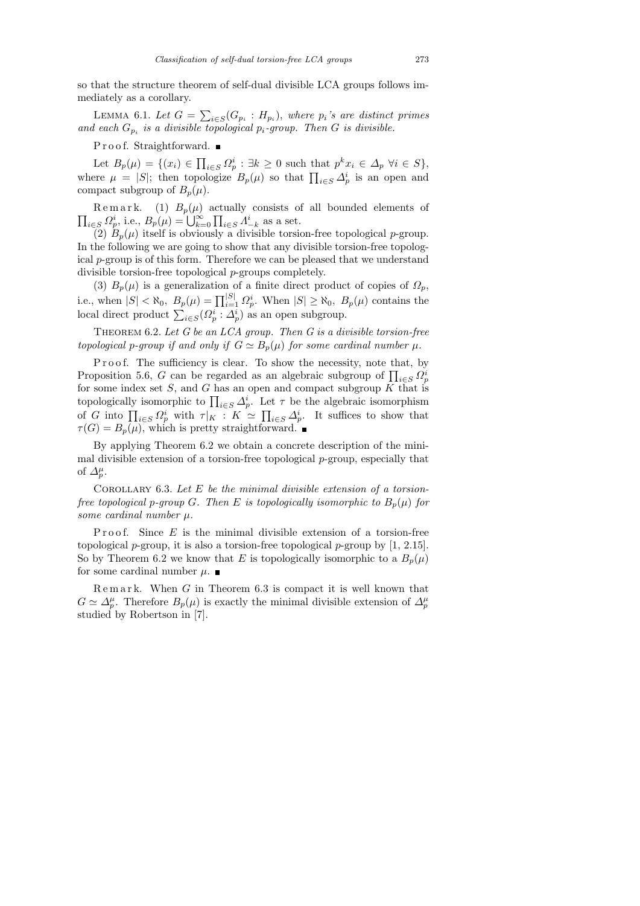so that the structure theorem of self-dual divisible LCA groups follows immediately as a corollary.

Lemma 6.1. *Let $G = \sum_{i\in S}(G_{p_i} : H_{p_i})$, where $p_i$'s are distinct primes and each $G_{p_i}$ is a divisible topological $p_i$-group. Then $G$ is divisible.*

Proof. Straightforward. ∎

Let $B_p(\mu) = \{(x_i) \in \prod_{i\in S} \Omega_p^i : \exists k \geq 0 \text{ such that } p^k x_i \in \Delta_p \ \forall i \in S\}$, where $\mu = |S|$; then topologize $B_p(\mu)$ so that $\prod_{i\in S} \Delta_p^i$ is an open and compact subgroup of $B_p(\mu)$.

Remark. (1) $B_p(\mu)$ actually consists of all bounded elements of $\prod_{i\in S} \Omega_p^i$, i.e., $B_p(\mu) = \bigcup_{k=0}^{\infty} \prod_{i\in S} \Lambda_{-k}^i$ as a set.

(2) $B_p(\mu)$ itself is obviously a divisible torsion-free topological $p$-group. In the following we are going to show that any divisible torsion-free topological $p$-group is of this form. Therefore we can be pleased that we understand divisible torsion-free topological $p$-groups completely.

(3) $B_p(\mu)$ is a generalization of a finite direct product of copies of $\Omega_p$, i.e., when $|S| < \aleph_0$, $B_p(\mu) = \prod_{i=1}^{|S|} \Omega_p^i$. When $|S| \geq \aleph_0$, $B_p(\mu)$ contains the local direct product $\sum_{i\in S}(\Omega_p^i : \Delta_p^i)$ as an open subgroup.

Theorem 6.2. *Let $G$ be an LCA group. Then $G$ is a divisible torsion-free topological $p$-group if and only if $G \simeq B_p(\mu)$ for some cardinal number $\mu$.*

Proof. The sufficiency is clear. To show the necessity, note that, by Proposition 5.6, $G$ can be regarded as an algebraic subgroup of $\prod_{i\in S} \Omega_p^i$ for some index set $S$, and $G$ has an open and compact subgroup $K$ that is topologically isomorphic to $\prod_{i\in S} \Delta_p^i$. Let $\tau$ be the algebraic isomorphism of $G$ into $\prod_{i\in S} \Omega_p^i$ with $\tau|_K : K \simeq \prod_{i\in S} \Delta_p^i$. It suffices to show that $\tau(G) = B_p(\mu)$, which is pretty straightforward. ∎

By applying Theorem 6.2 we obtain a concrete description of the minimal divisible extension of a torsion-free topological $p$-group, especially that of $\Delta_p^\mu$.

Corollary 6.3. *Let $E$ be the minimal divisible extension of a torsion-free topological $p$-group $G$. Then $E$ is topologically isomorphic to $B_p(\mu)$ for some cardinal number $\mu$.*

Proof. Since $E$ is the minimal divisible extension of a torsion-free topological $p$-group, it is also a torsion-free topological $p$-group by [1, 2.15]. So by Theorem 6.2 we know that $E$ is topologically isomorphic to a $B_p(\mu)$ for some cardinal number $\mu$. ∎

Remark. When $G$ in Theorem 6.3 is compact it is well known that $G \simeq \Delta_p^\mu$. Therefore $B_p(\mu)$ is exactly the minimal divisible extension of $\Delta_p^\mu$ studied by Robertson in [7].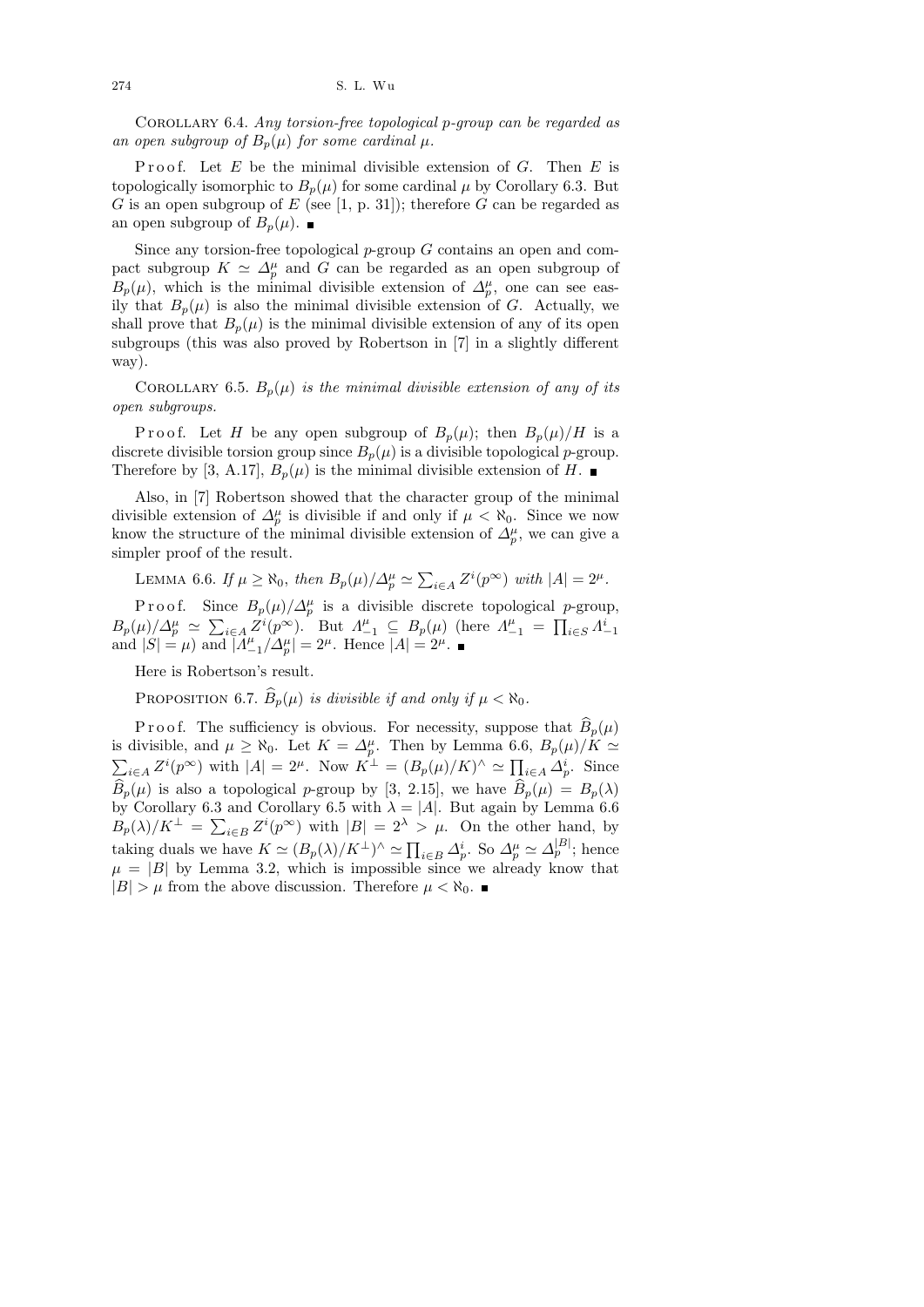Corollary 6.4. *Any torsion-free topological $p$-group can be regarded as an open subgroup of $B_p(\mu)$ for some cardinal $\mu$.*

Proof. Let $E$ be the minimal divisible extension of $G$. Then $E$ is topologically isomorphic to $B_p(\mu)$ for some cardinal $\mu$ by Corollary 6.3. But $G$ is an open subgroup of $E$ (see [1, p. 31]); therefore $G$ can be regarded as an open subgroup of $B_p(\mu)$. ■

Since any torsion-free topological $p$-group $G$ contains an open and compact subgroup $K \simeq \Delta_p^\mu$ and $G$ can be regarded as an open subgroup of $B_p(\mu)$, which is the minimal divisible extension of $\Delta_p^\mu$, one can see easily that $B_p(\mu)$ is also the minimal divisible extension of $G$. Actually, we shall prove that $B_p(\mu)$ is the minimal divisible extension of any of its open subgroups (this was also proved by Robertson in [7] in a slightly different way).

Corollary 6.5. *$B_p(\mu)$ is the minimal divisible extension of any of its open subgroups.*

Proof. Let $H$ be any open subgroup of $B_p(\mu)$; then $B_p(\mu)/H$ is a discrete divisible torsion group since $B_p(\mu)$ is a divisible topological $p$-group. Therefore by [3, A.17], $B_p(\mu)$ is the minimal divisible extension of $H$. ■

Also, in [7] Robertson showed that the character group of the minimal divisible extension of $\Delta_p^\mu$ is divisible if and only if $\mu < \aleph_0$. Since we now know the structure of the minimal divisible extension of $\Delta_p^\mu$, we can give a simpler proof of the result.

Lemma 6.6. *If $\mu \geq \aleph_0$, then $B_p(\mu)/\Delta_p^\mu \simeq \sum_{i\in A} Z^i(p^\infty)$ with $|A| = 2^\mu$.*

Proof. Since $B_p(\mu)/\Delta_p^\mu$ is a divisible discrete topological $p$-group, $B_p(\mu)/\Delta_p^\mu \simeq \sum_{i\in A} Z^i(p^\infty)$. But $\Lambda_{-1}^\mu \subseteq B_p(\mu)$ (here $\Lambda_{-1}^\mu = \prod_{i\in S} \Lambda_{-1}^i$ and $|S| = \mu$) and $|\Lambda_{-1}^\mu/\Delta_p^\mu| = 2^\mu$. Hence $|A| = 2^\mu$. ■

Here is Robertson's result.

Proposition 6.7. *$\widehat{B}_p(\mu)$ is divisible if and only if $\mu < \aleph_0$.*

Proof. The sufficiency is obvious. For necessity, suppose that $\widehat{B}_p(\mu)$ is divisible, and $\mu \geq \aleph_0$. Let $K = \Delta_p^\mu$. Then by Lemma 6.6, $B_p(\mu)/K \simeq \sum_{i\in A} Z^i(p^\infty)$ with $|A| = 2^\mu$. Now $K^\perp = (B_p(\mu)/K)^\wedge \simeq \prod_{i\in A} \Delta_p^i$. Since $\widehat{B}_p(\mu)$ is also a topological $p$-group by [3, 2.15], we have $\widehat{B}_p(\mu) = B_p(\lambda)$ by Corollary 6.3 and Corollary 6.5 with $\lambda = |A|$. But again by Lemma 6.6 $B_p(\lambda)/K^\perp = \sum_{i\in B} Z^i(p^\infty)$ with $|B| = 2^\lambda > \mu$. On the other hand, by taking duals we have $K \simeq (B_p(\lambda)/K^\perp)^\wedge \simeq \prod_{i\in B} \Delta_p^i$. So $\Delta_p^\mu \simeq \Delta_p^{|B|}$; hence $\mu = |B|$ by Lemma 3.2, which is impossible since we already know that $|B| > \mu$ from the above discussion. Therefore $\mu < \aleph_0$. ■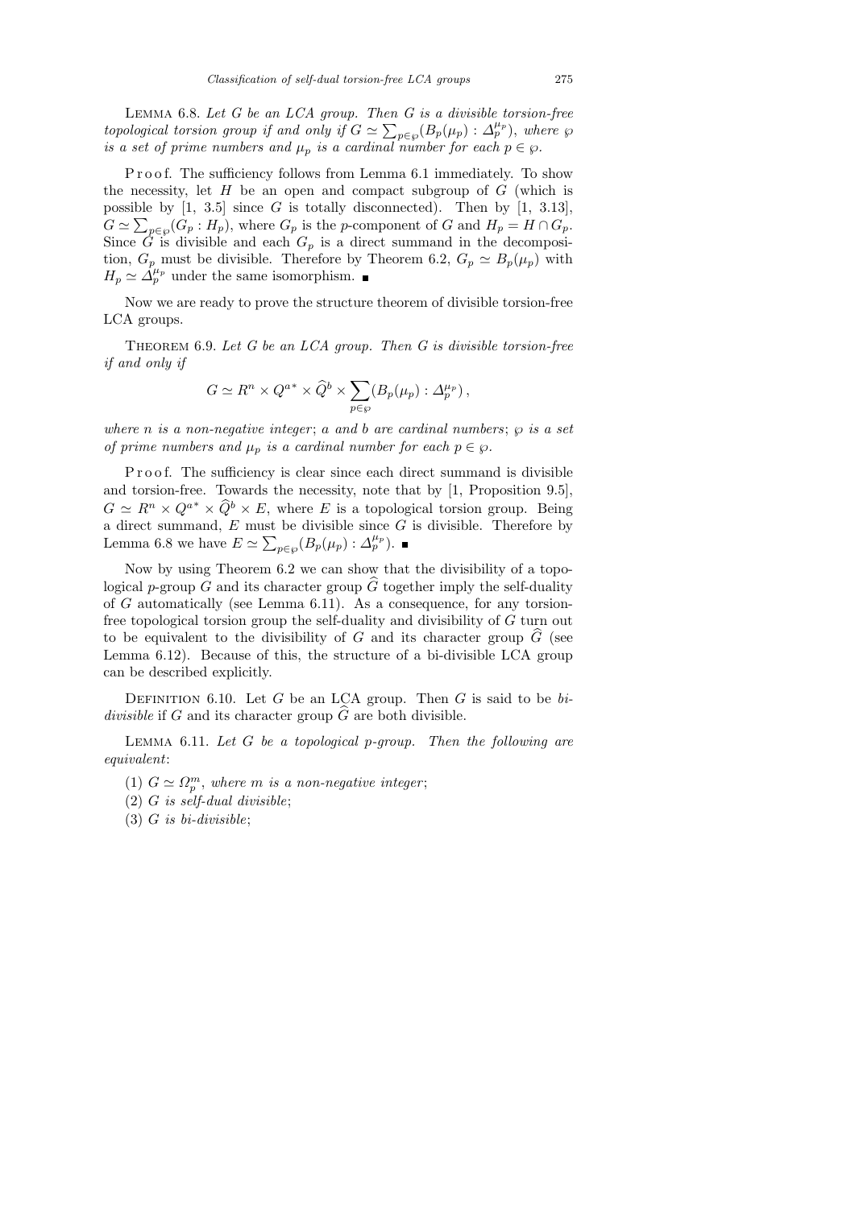LEMMA 6.8. *Let $G$ be an LCA group. Then $G$ is a divisible torsion-free topological torsion group if and only if $G \simeq \sum_{p\in\wp}(B_p(\mu_p) : \Delta_p^{\mu_p})$, where $\wp$ is a set of prime numbers and $\mu_p$ is a cardinal number for each $p \in \wp$.*

P r o o f. The sufficiency follows from Lemma 6.1 immediately. To show the necessity, let $H$ be an open and compact subgroup of $G$ (which is possible by [1, 3.5] since $G$ is totally disconnected). Then by [1, 3.13], $G \simeq \sum_{p\in\wp}(G_p : H_p)$, where $G_p$ is the $p$-component of $G$ and $H_p = H \cap G_p$. Since $G$ is divisible and each $G_p$ is a direct summand in the decomposition, $G_p$ must be divisible. Therefore by Theorem 6.2, $G_p \simeq B_p(\mu_p)$ with $H_p \simeq \Delta_p^{\mu_p}$ under the same isomorphism. ∎

Now we are ready to prove the structure theorem of divisible torsion-free LCA groups.

THEOREM 6.9. *Let $G$ be an LCA group. Then $G$ is divisible torsion-free if and only if*

$$G \simeq R^n \times Q^{a*} \times \widehat{Q}^b \times \sum_{p\in\wp}(B_p(\mu_p) : \Delta_p^{\mu_p}),$$

*where $n$ is a non-negative integer; $a$ and $b$ are cardinal numbers; $\wp$ is a set of prime numbers and $\mu_p$ is a cardinal number for each $p \in \wp$.*

P r o o f. The sufficiency is clear since each direct summand is divisible and torsion-free. Towards the necessity, note that by [1, Proposition 9.5], $G \simeq R^n \times Q^{a*} \times \widehat{Q}^b \times E$, where $E$ is a topological torsion group. Being a direct summand, $E$ must be divisible since $G$ is divisible. Therefore by Lemma 6.8 we have $E \simeq \sum_{p\in\wp}(B_p(\mu_p) : \Delta_p^{\mu_p})$. ∎

Now by using Theorem 6.2 we can show that the divisibility of a topological $p$-group $G$ and its character group $\widehat{G}$ together imply the self-duality of $G$ automatically (see Lemma 6.11). As a consequence, for any torsion-free topological torsion group the self-duality and divisibility of $G$ turn out to be equivalent to the divisibility of $G$ and its character group $\widehat{G}$ (see Lemma 6.12). Because of this, the structure of a bi-divisible LCA group can be described explicitly.

DEFINITION 6.10. Let $G$ be an LCA group. Then $G$ is said to be *bi-divisible* if $G$ and its character group $\widehat{G}$ are both divisible.

LEMMA 6.11. *Let $G$ be a topological $p$-group. Then the following are equivalent*:

(1) *$G \simeq \Omega_p^m$, where $m$ is a non-negative integer*;
(2) *$G$ is self-dual divisible*;
(3) *$G$ is bi-divisible*;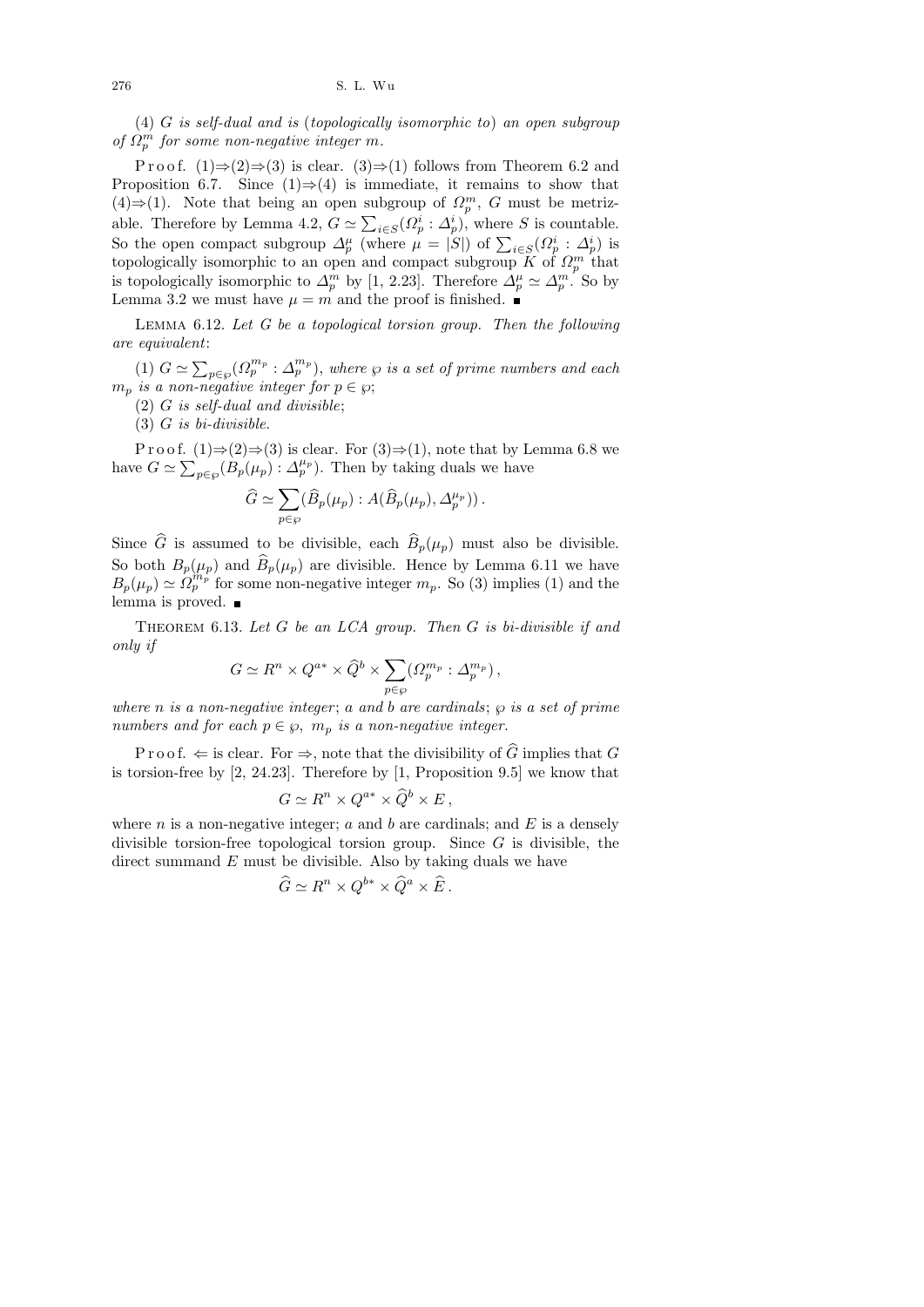(4) *$G$ is self-dual and is* (*topologically isomorphic to*) *an open subgroup of $\Omega_p^m$ for some non-negative integer $m$.*

Proof. (1)⇒(2)⇒(3) is clear. (3)⇒(1) follows from Theorem 6.2 and Proposition 6.7. Since (1)⇒(4) is immediate, it remains to show that (4)⇒(1). Note that being an open subgroup of $\Omega_p^m$, $G$ must be metrizable. Therefore by Lemma 4.2, $G \simeq \sum_{i\in S}(\Omega_p^i : \Delta_p^i)$, where $S$ is countable. So the open compact subgroup $\Delta_p^\mu$ (where $\mu = |S|$) of $\sum_{i\in S}(\Omega_p^i : \Delta_p^i)$ is topologically isomorphic to an open and compact subgroup $K$ of $\Omega_p^m$ that is topologically isomorphic to $\Delta_p^m$ by [1, 2.23]. Therefore $\Delta_p^\mu \simeq \Delta_p^m$. So by Lemma 3.2 we must have $\mu = m$ and the proof is finished. ∎

Lemma 6.12. *Let $G$ be a topological torsion group. Then the following are equivalent*:

(1) *$G \simeq \sum_{p\in\wp}(\Omega_p^{m_p} : \Delta_p^{m_p})$, where $\wp$ is a set of prime numbers and each $m_p$ is a non-negative integer for $p \in \wp$*;

(2) *$G$ is self-dual and divisible*;

(3) *$G$ is bi-divisible.*

Proof. (1)⇒(2)⇒(3) is clear. For (3)⇒(1), note that by Lemma 6.8 we have $G \simeq \sum_{p\in\wp}(B_p(\mu_p) : \Delta_p^{\mu_p})$. Then by taking duals we have

$$\widehat{G} \simeq \sum_{p\in\wp}(\widehat{B}_p(\mu_p) : A(\widehat{B}_p(\mu_p), \Delta_p^{\mu_p}))\,.$$

Since $\widehat{G}$ is assumed to be divisible, each $\widehat{B}_p(\mu_p)$ must also be divisible. So both $B_p(\mu_p)$ and $\widehat{B}_p(\mu_p)$ are divisible. Hence by Lemma 6.11 we have $B_p(\mu_p) \simeq \Omega_p^{m_p}$ for some non-negative integer $m_p$. So (3) implies (1) and the lemma is proved. ∎

Theorem 6.13. *Let $G$ be an LCA group. Then $G$ is bi-divisible if and only if*

$$G \simeq R^n \times Q^{a*} \times \widehat{Q}^b \times \sum_{p\in\wp}(\Omega_p^{m_p} : \Delta_p^{m_p})\,,$$

*where $n$ is a non-negative integer*; *$a$ and $b$ are cardinals*; *$\wp$ is a set of prime numbers and for each $p \in \wp$, $m_p$ is a non-negative integer.*

Proof. ⇐ is clear. For ⇒, note that the divisibility of $\widehat{G}$ implies that $G$ is torsion-free by [2, 24.23]. Therefore by [1, Proposition 9.5] we know that

$$G \simeq R^n \times Q^{a*} \times \widehat{Q}^b \times E\,,$$

where $n$ is a non-negative integer; $a$ and $b$ are cardinals; and $E$ is a densely divisible torsion-free topological torsion group. Since $G$ is divisible, the direct summand $E$ must be divisible. Also by taking duals we have

$$\widehat{G} \simeq R^n \times Q^{b*} \times \widehat{Q}^a \times \widehat{E}\,.$$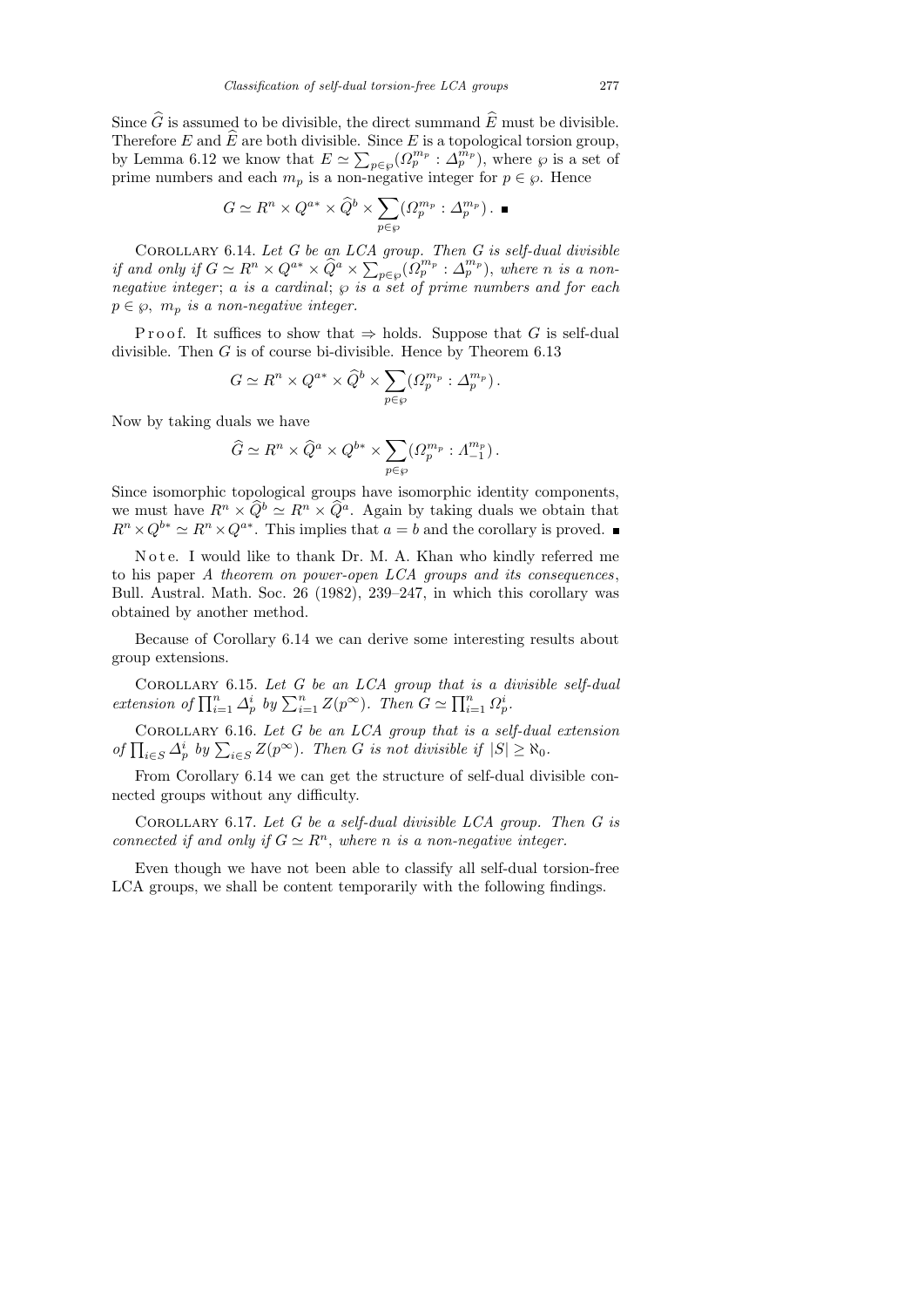Since $\widehat{G}$ is assumed to be divisible, the direct summand $\widehat{E}$ must be divisible. Therefore $E$ and $\widehat{E}$ are both divisible. Since $E$ is a topological torsion group, by Lemma 6.12 we know that $E \simeq \sum_{p\in\wp}(\Omega_p^{m_p} : \Delta_p^{m_p})$, where $\wp$ is a set of prime numbers and each $m_p$ is a non-negative integer for $p \in \wp$. Hence

$$G \simeq R^n \times Q^{a*} \times \widehat{Q}^b \times \sum_{p\in\wp}(\Omega_p^{m_p} : \Delta_p^{m_p}) . \ \blacksquare$$

Corollary 6.14. *Let $G$ be an LCA group. Then $G$ is self-dual divisible if and only if $G \simeq R^n \times Q^{a*} \times \widehat{Q}^a \times \sum_{p\in\wp}(\Omega_p^{m_p} : \Delta_p^{m_p})$, where $n$ is a non-negative integer*; *$a$ is a cardinal*; *$\wp$ is a set of prime numbers and for each $p \in \wp$, $m_p$ is a non-negative integer.*

Proof. It suffices to show that $\Rightarrow$ holds. Suppose that $G$ is self-dual divisible. Then $G$ is of course bi-divisible. Hence by Theorem 6.13

$$G \simeq R^n \times Q^{a*} \times \widehat{Q}^b \times \sum_{p\in\wp}(\Omega_p^{m_p} : \Delta_p^{m_p}) .$$

Now by taking duals we have

$$\widehat{G} \simeq R^n \times \widehat{Q}^a \times Q^{b*} \times \sum_{p\in\wp}(\Omega_p^{m_p} : \Lambda_{-1}^{m_p}) .$$

Since isomorphic topological groups have isomorphic identity components, we must have $R^n \times \widehat{Q}^b \simeq R^n \times \widehat{Q}^a$. Again by taking duals we obtain that $R^n \times Q^{b*} \simeq R^n \times Q^{a*}$. This implies that $a = b$ and the corollary is proved. $\blacksquare$

Note. I would like to thank Dr. M. A. Khan who kindly referred me to his paper *A theorem on power-open LCA groups and its consequences*, Bull. Austral. Math. Soc. 26 (1982), 239–247, in which this corollary was obtained by another method.

Because of Corollary 6.14 we can derive some interesting results about group extensions.

Corollary 6.15. *Let $G$ be an LCA group that is a divisible self-dual extension of $\prod_{i=1}^n \Delta_p^i$ by $\sum_{i=1}^n Z(p^\infty)$. Then $G \simeq \prod_{i=1}^n \Omega_p^i$.*

Corollary 6.16. *Let $G$ be an LCA group that is a self-dual extension of $\prod_{i\in S} \Delta_p^i$ by $\sum_{i\in S} Z(p^\infty)$. Then $G$ is not divisible if $|S| \geq \aleph_0$.*

From Corollary 6.14 we can get the structure of self-dual divisible connected groups without any difficulty.

Corollary 6.17. *Let $G$ be a self-dual divisible LCA group. Then $G$ is connected if and only if $G \simeq R^n$, where $n$ is a non-negative integer.*

Even though we have not been able to classify all self-dual torsion-free LCA groups, we shall be content temporarily with the following findings.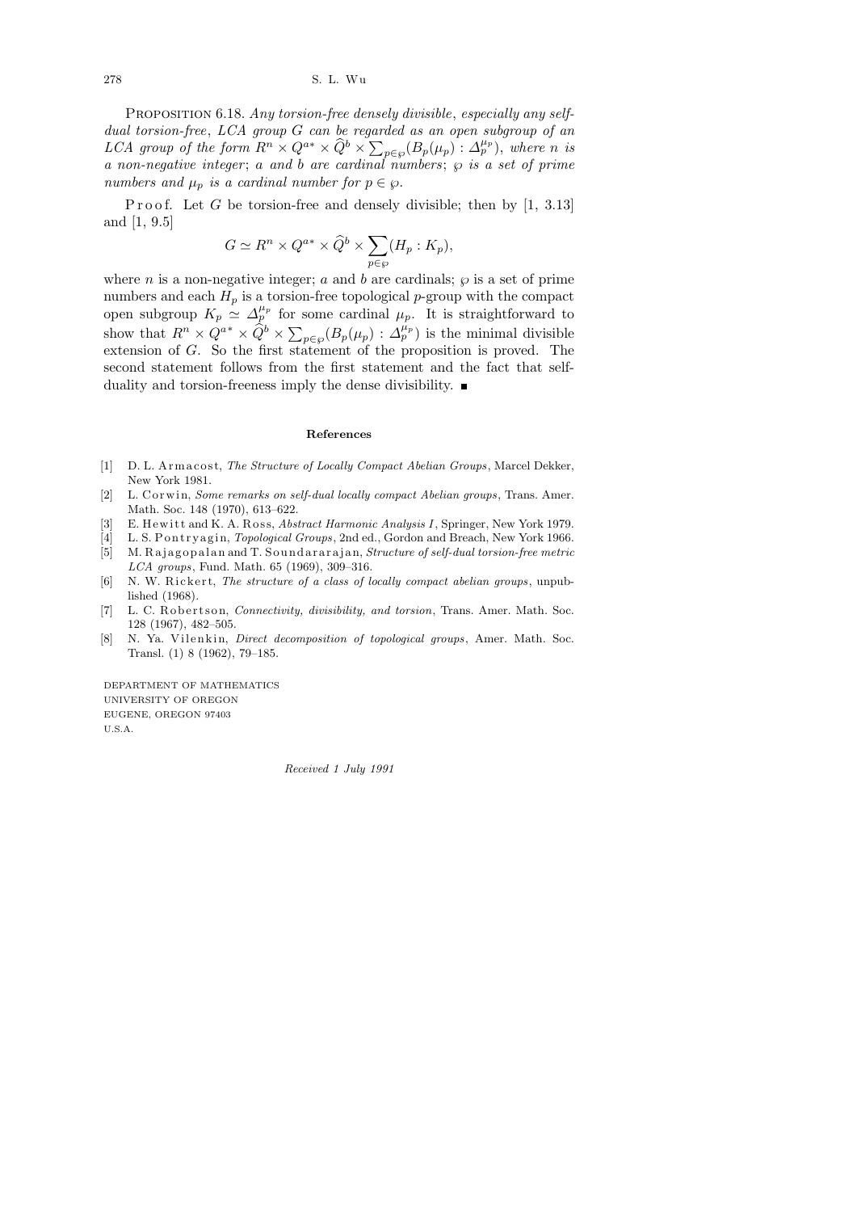PROPOSITION 6.18. *Any torsion-free densely divisible*, *especially any self-dual torsion-free*, *LCA group $G$ can be regarded as an open subgroup of an LCA group of the form $R^n \times Q^{a*} \times \widehat{Q}^b \times \sum_{p\in\wp}(B_p(\mu_p) : \Delta_p^{\mu_p})$, where $n$ is a non-negative integer*; *$a$ and $b$ are cardinal numbers*; *$\wp$ is a set of prime numbers and $\mu_p$ is a cardinal number for $p \in \wp$.*

Proof. Let $G$ be torsion-free and densely divisible; then by [1, 3.13] and [1, 9.5]

$$G \simeq R^n \times Q^{a*} \times \widehat{Q}^b \times \sum_{p\in\wp}(H_p : K_p),$$

where $n$ is a non-negative integer; $a$ and $b$ are cardinals; $\wp$ is a set of prime numbers and each $H_p$ is a torsion-free topological $p$-group with the compact open subgroup $K_p \simeq \Delta_p^{\mu_p}$ for some cardinal $\mu_p$. It is straightforward to show that $R^n \times Q^{a*} \times \widehat{Q}^b \times \sum_{p\in\wp}(B_p(\mu_p) : \Delta_p^{\mu_p})$ is the minimal divisible extension of $G$. So the first statement of the proposition is proved. The second statement follows from the first statement and the fact that self-duality and torsion-freeness imply the dense divisibility. ∎

## References

[1] D. L. Armacost, *The Structure of Locally Compact Abelian Groups*, Marcel Dekker, New York 1981.

[2] L. Corwin, *Some remarks on self-dual locally compact Abelian groups*, Trans. Amer. Math. Soc. 148 (1970), 613–622.

[3] E. Hewitt and K. A. Ross, *Abstract Harmonic Analysis I*, Springer, New York 1979.

[4] L. S. Pontryagin, *Topological Groups*, 2nd ed., Gordon and Breach, New York 1966.

[5] M. Rajagopalan and T. Soundararajan, *Structure of self-dual torsion-free metric LCA groups*, Fund. Math. 65 (1969), 309–316.

[6] N. W. Rickert, *The structure of a class of locally compact abelian groups*, unpublished (1968).

[7] L. C. Robertson, *Connectivity, divisibility, and torsion*, Trans. Amer. Math. Soc. 128 (1967), 482–505.

[8] N. Ya. Vilenkin, *Direct decomposition of topological groups*, Amer. Math. Soc. Transl. (1) 8 (1962), 79–185.

DEPARTMENT OF MATHEMATICS
UNIVERSITY OF OREGON
EUGENE, OREGON 97403
U.S.A.

*Received 1 July 1991*